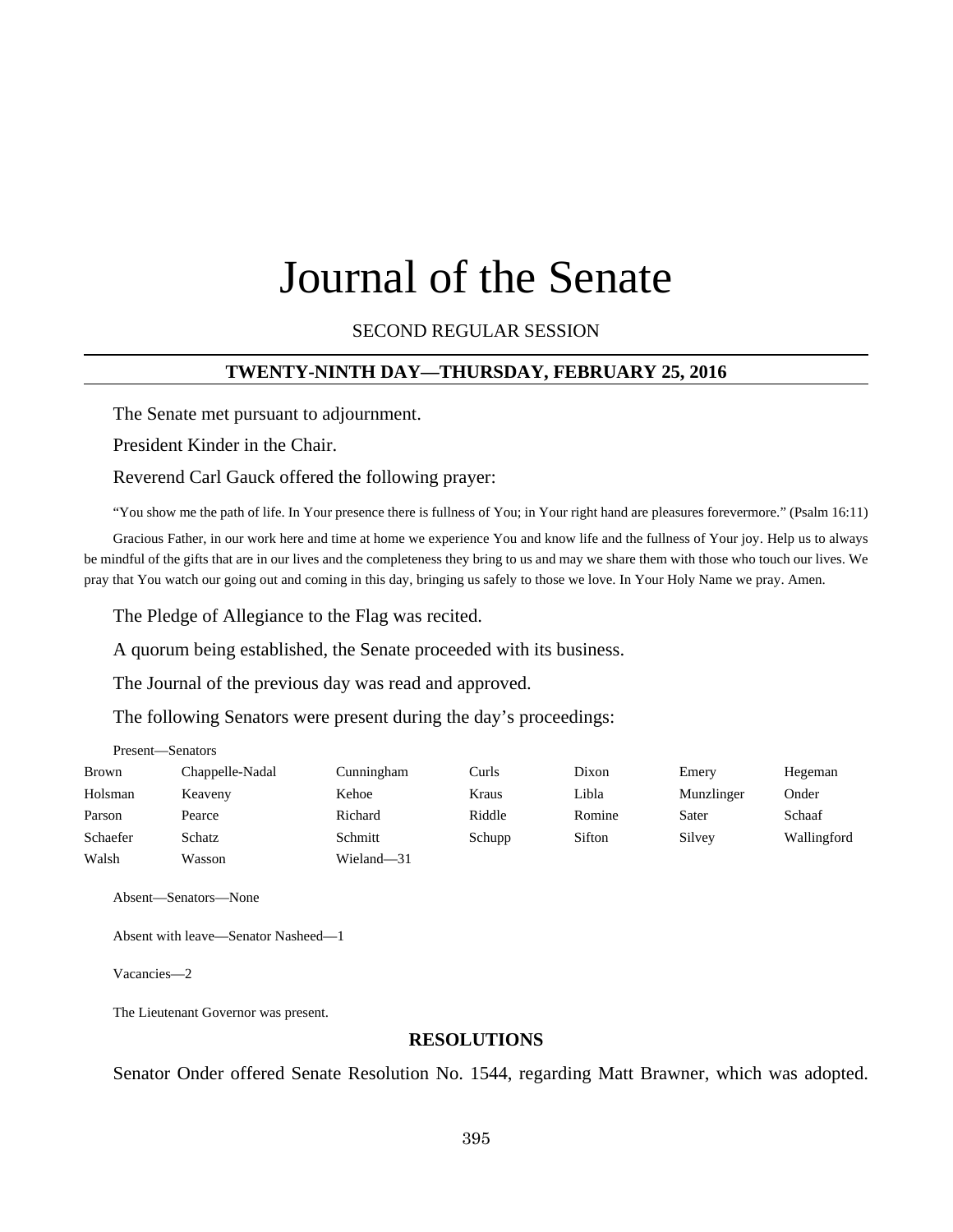# Journal of the Senate

SECOND REGULAR SESSION

## TWENTY-NINTH DAY—THURSDAY, FEBRUARY 25, 2016

The Senate met pursuant to adjournment.

President Kinder in the Chair.

Reverend Carl Gauck offered the following prayer:

"You show me the path of life. In Your presence there is fullness of You; in Your right hand are pleasures forevermore." (Psalm 16:11)

Gracious Father, in our work here and time at home we experience You and know life and the fullness of Your joy. Help us to always be mindful of the gifts that are in our lives and the completeness they bring to us and may we share them with those who touch our lives. We pray that You watch our going out and coming in this day, bringing us safely to those we love. In Your Holy Name we pray. Amen.

The Pledge of Allegiance to the Flag was recited.

A quorum being established, the Senate proceeded with its business.

The Journal of the previous day was read and approved.

The following Senators were present during the day's proceedings:

Present—Senators

| | | | | | | |
|---|---|---|---|---|---|---|
| Brown | Chappelle-Nadal | Cunningham | Curls | Dixon | Emery | Hegeman |
| Holsman | Keaveny | Kehoe | Kraus | Libla | Munzlinger | Onder |
| Parson | Pearce | Richard | Riddle | Romine | Sater | Schaaf |
| Schaefer | Schatz | Schmitt | Schupp | Sifton | Silvey | Wallingford |
| Walsh | Wasson | Wieland—31 | | | | |

Absent—Senators—None

Absent with leave—Senator Nasheed—1

Vacancies—2

The Lieutenant Governor was present.

## RESOLUTIONS

Senator Onder offered Senate Resolution No. 1544, regarding Matt Brawner, which was adopted.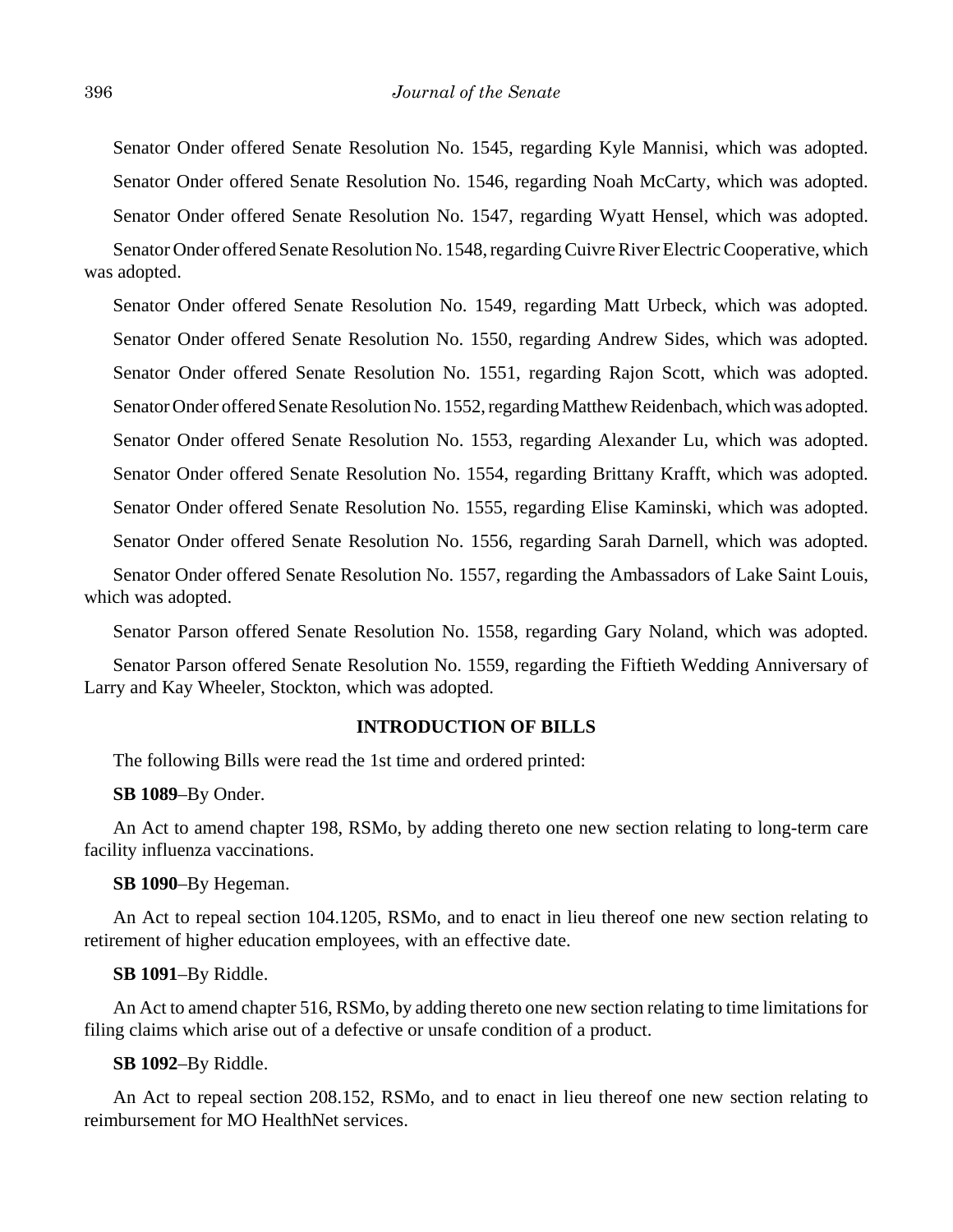Senator Onder offered Senate Resolution No. 1545, regarding Kyle Mannisi, which was adopted.

Senator Onder offered Senate Resolution No. 1546, regarding Noah McCarty, which was adopted.

Senator Onder offered Senate Resolution No. 1547, regarding Wyatt Hensel, which was adopted.

Senator Onder offered Senate Resolution No. 1548, regarding Cuivre River Electric Cooperative, which was adopted.

Senator Onder offered Senate Resolution No. 1549, regarding Matt Urbeck, which was adopted.

Senator Onder offered Senate Resolution No. 1550, regarding Andrew Sides, which was adopted.

Senator Onder offered Senate Resolution No. 1551, regarding Rajon Scott, which was adopted.

Senator Onder offered Senate Resolution No. 1552, regarding Matthew Reidenbach, which was adopted.

Senator Onder offered Senate Resolution No. 1553, regarding Alexander Lu, which was adopted.

Senator Onder offered Senate Resolution No. 1554, regarding Brittany Krafft, which was adopted.

Senator Onder offered Senate Resolution No. 1555, regarding Elise Kaminski, which was adopted.

Senator Onder offered Senate Resolution No. 1556, regarding Sarah Darnell, which was adopted.

Senator Onder offered Senate Resolution No. 1557, regarding the Ambassadors of Lake Saint Louis, which was adopted.

Senator Parson offered Senate Resolution No. 1558, regarding Gary Noland, which was adopted.

Senator Parson offered Senate Resolution No. 1559, regarding the Fiftieth Wedding Anniversary of Larry and Kay Wheeler, Stockton, which was adopted.

## INTRODUCTION OF BILLS

The following Bills were read the 1st time and ordered printed:

**SB 1089**–By Onder.

An Act to amend chapter 198, RSMo, by adding thereto one new section relating to long-term care facility influenza vaccinations.

**SB 1090**–By Hegeman.

An Act to repeal section 104.1205, RSMo, and to enact in lieu thereof one new section relating to retirement of higher education employees, with an effective date.

**SB 1091**–By Riddle.

An Act to amend chapter 516, RSMo, by adding thereto one new section relating to time limitations for filing claims which arise out of a defective or unsafe condition of a product.

**SB 1092**–By Riddle.

An Act to repeal section 208.152, RSMo, and to enact in lieu thereof one new section relating to reimbursement for MO HealthNet services.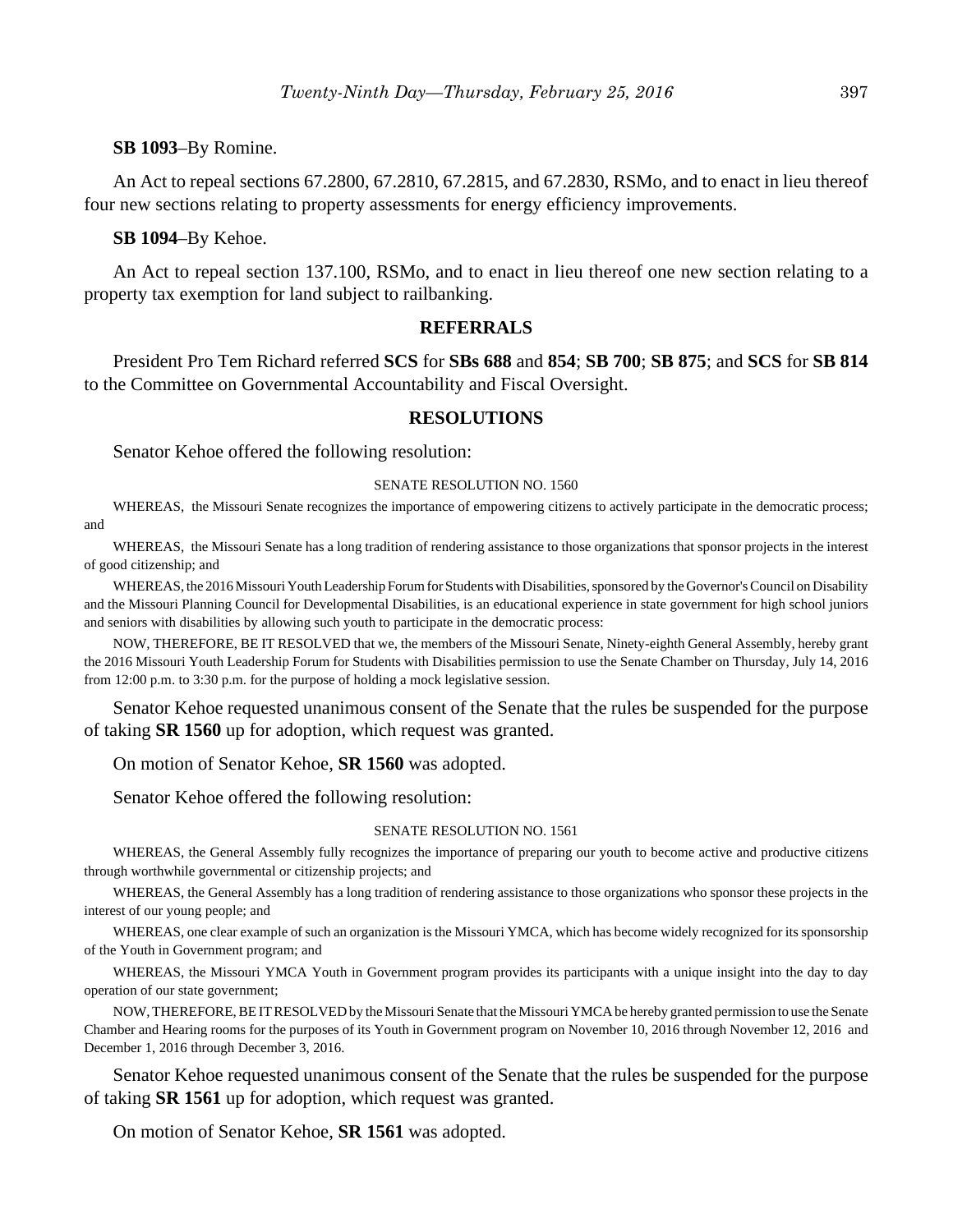**SB 1093**–By Romine.

An Act to repeal sections 67.2800, 67.2810, 67.2815, and 67.2830, RSMo, and to enact in lieu thereof four new sections relating to property assessments for energy efficiency improvements.

**SB 1094**–By Kehoe.

An Act to repeal section 137.100, RSMo, and to enact in lieu thereof one new section relating to a property tax exemption for land subject to railbanking.

## REFERRALS

President Pro Tem Richard referred **SCS** for **SBs 688** and **854**; **SB 700**; **SB 875**; and **SCS** for **SB 814** to the Committee on Governmental Accountability and Fiscal Oversight.

## RESOLUTIONS

Senator Kehoe offered the following resolution:

SENATE RESOLUTION NO. 1560

WHEREAS, the Missouri Senate recognizes the importance of empowering citizens to actively participate in the democratic process; and

WHEREAS, the Missouri Senate has a long tradition of rendering assistance to those organizations that sponsor projects in the interest of good citizenship; and

WHEREAS, the 2016 Missouri Youth Leadership Forum for Students with Disabilities, sponsored by the Governor's Council on Disability and the Missouri Planning Council for Developmental Disabilities, is an educational experience in state government for high school juniors and seniors with disabilities by allowing such youth to participate in the democratic process:

NOW, THEREFORE, BE IT RESOLVED that we, the members of the Missouri Senate, Ninety-eighth General Assembly, hereby grant the 2016 Missouri Youth Leadership Forum for Students with Disabilities permission to use the Senate Chamber on Thursday, July 14, 2016 from 12:00 p.m. to 3:30 p.m. for the purpose of holding a mock legislative session.

Senator Kehoe requested unanimous consent of the Senate that the rules be suspended for the purpose of taking **SR 1560** up for adoption, which request was granted.

On motion of Senator Kehoe, **SR 1560** was adopted.

Senator Kehoe offered the following resolution:

SENATE RESOLUTION NO. 1561

WHEREAS, the General Assembly fully recognizes the importance of preparing our youth to become active and productive citizens through worthwhile governmental or citizenship projects; and

WHEREAS, the General Assembly has a long tradition of rendering assistance to those organizations who sponsor these projects in the interest of our young people; and

WHEREAS, one clear example of such an organization is the Missouri YMCA, which has become widely recognized for its sponsorship of the Youth in Government program; and

WHEREAS, the Missouri YMCA Youth in Government program provides its participants with a unique insight into the day to day operation of our state government;

NOW, THEREFORE, BE IT RESOLVED by the Missouri Senate that the Missouri YMCA be hereby granted permission to use the Senate Chamber and Hearing rooms for the purposes of its Youth in Government program on November 10, 2016 through November 12, 2016 and December 1, 2016 through December 3, 2016.

Senator Kehoe requested unanimous consent of the Senate that the rules be suspended for the purpose of taking **SR 1561** up for adoption, which request was granted.

On motion of Senator Kehoe, **SR 1561** was adopted.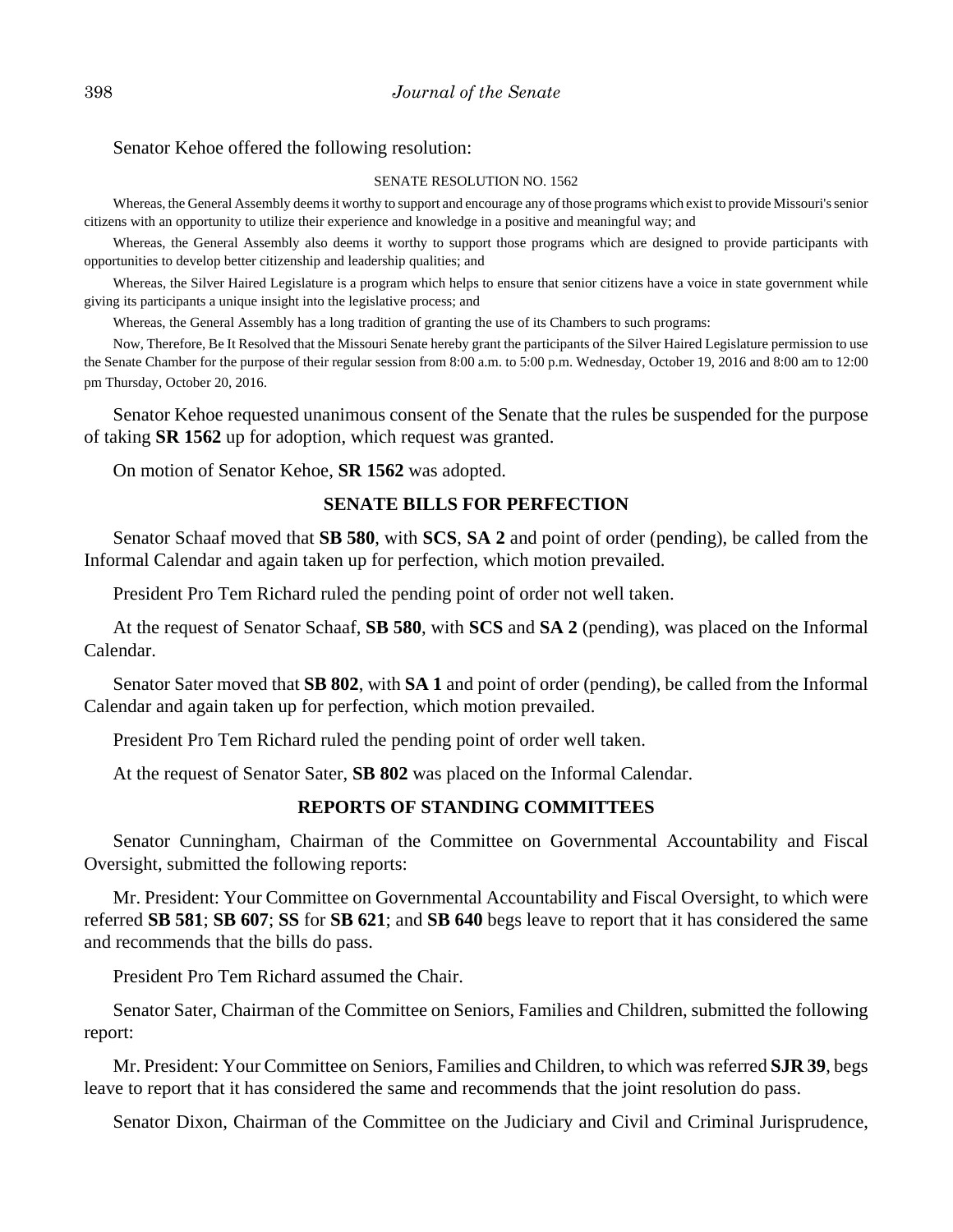Senator Kehoe offered the following resolution:

SENATE RESOLUTION NO. 1562

Whereas, the General Assembly deems it worthy to support and encourage any of those programs which exist to provide Missouri's senior citizens with an opportunity to utilize their experience and knowledge in a positive and meaningful way; and

Whereas, the General Assembly also deems it worthy to support those programs which are designed to provide participants with opportunities to develop better citizenship and leadership qualities; and

Whereas, the Silver Haired Legislature is a program which helps to ensure that senior citizens have a voice in state government while giving its participants a unique insight into the legislative process; and

Whereas, the General Assembly has a long tradition of granting the use of its Chambers to such programs:

Now, Therefore, Be It Resolved that the Missouri Senate hereby grant the participants of the Silver Haired Legislature permission to use the Senate Chamber for the purpose of their regular session from 8:00 a.m. to 5:00 p.m. Wednesday, October 19, 2016 and 8:00 am to 12:00 pm Thursday, October 20, 2016.

Senator Kehoe requested unanimous consent of the Senate that the rules be suspended for the purpose of taking **SR 1562** up for adoption, which request was granted.

On motion of Senator Kehoe, **SR 1562** was adopted.

## SENATE BILLS FOR PERFECTION

Senator Schaaf moved that **SB 580**, with **SCS**, **SA 2** and point of order (pending), be called from the Informal Calendar and again taken up for perfection, which motion prevailed.

President Pro Tem Richard ruled the pending point of order not well taken.

At the request of Senator Schaaf, **SB 580**, with **SCS** and **SA 2** (pending), was placed on the Informal Calendar.

Senator Sater moved that **SB 802**, with **SA 1** and point of order (pending), be called from the Informal Calendar and again taken up for perfection, which motion prevailed.

President Pro Tem Richard ruled the pending point of order well taken.

At the request of Senator Sater, **SB 802** was placed on the Informal Calendar.

## REPORTS OF STANDING COMMITTEES

Senator Cunningham, Chairman of the Committee on Governmental Accountability and Fiscal Oversight, submitted the following reports:

Mr. President: Your Committee on Governmental Accountability and Fiscal Oversight, to which were referred **SB 581**; **SB 607**; **SS** for **SB 621**; and **SB 640** begs leave to report that it has considered the same and recommends that the bills do pass.

President Pro Tem Richard assumed the Chair.

Senator Sater, Chairman of the Committee on Seniors, Families and Children, submitted the following report:

Mr. President: Your Committee on Seniors, Families and Children, to which was referred **SJR 39**, begs leave to report that it has considered the same and recommends that the joint resolution do pass.

Senator Dixon, Chairman of the Committee on the Judiciary and Civil and Criminal Jurisprudence,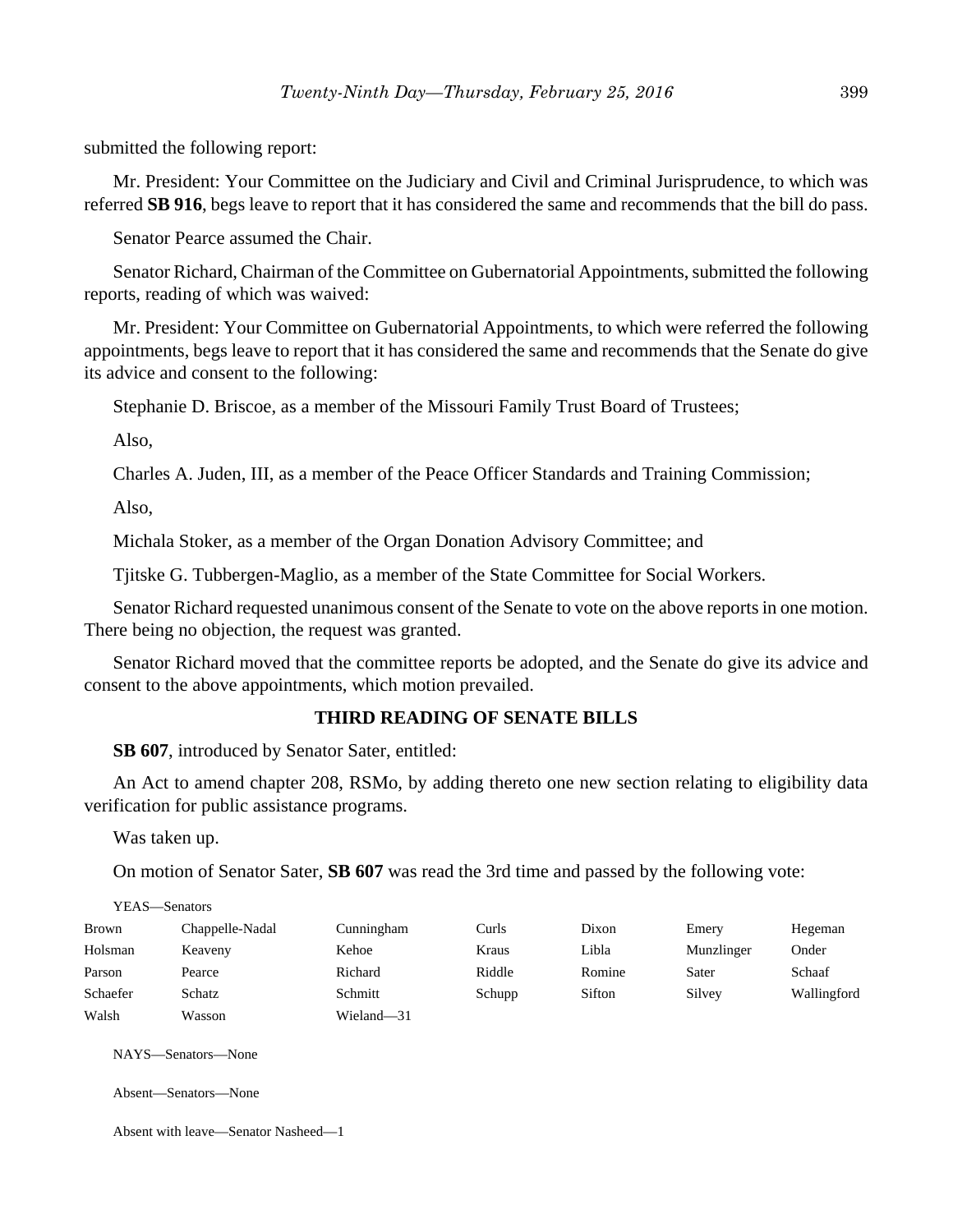submitted the following report:

Mr. President: Your Committee on the Judiciary and Civil and Criminal Jurisprudence, to which was referred **SB 916**, begs leave to report that it has considered the same and recommends that the bill do pass.

Senator Pearce assumed the Chair.

Senator Richard, Chairman of the Committee on Gubernatorial Appointments, submitted the following reports, reading of which was waived:

Mr. President: Your Committee on Gubernatorial Appointments, to which were referred the following appointments, begs leave to report that it has considered the same and recommends that the Senate do give its advice and consent to the following:

Stephanie D. Briscoe, as a member of the Missouri Family Trust Board of Trustees;

Also,

Charles A. Juden, III, as a member of the Peace Officer Standards and Training Commission;

Also,

Michala Stoker, as a member of the Organ Donation Advisory Committee; and

Tjitske G. Tubbergen-Maglio, as a member of the State Committee for Social Workers.

Senator Richard requested unanimous consent of the Senate to vote on the above reports in one motion. There being no objection, the request was granted.

Senator Richard moved that the committee reports be adopted, and the Senate do give its advice and consent to the above appointments, which motion prevailed.

## THIRD READING OF SENATE BILLS

**SB 607**, introduced by Senator Sater, entitled:

An Act to amend chapter 208, RSMo, by adding thereto one new section relating to eligibility data verification for public assistance programs.

Was taken up.

On motion of Senator Sater, **SB 607** was read the 3rd time and passed by the following vote:

YEAS—Senators

| | | | | | | |
|---|---|---|---|---|---|---|
| Brown | Chappelle-Nadal | Cunningham | Curls | Dixon | Emery | Hegeman |
| Holsman | Keaveny | Kehoe | Kraus | Libla | Munzlinger | Onder |
| Parson | Pearce | Richard | Riddle | Romine | Sater | Schaaf |
| Schaefer | Schatz | Schmitt | Schupp | Sifton | Silvey | Wallingford |
| Walsh | Wasson | Wieland—31 | | | | |

NAYS—Senators—None

Absent—Senators—None

Absent with leave—Senator Nasheed—1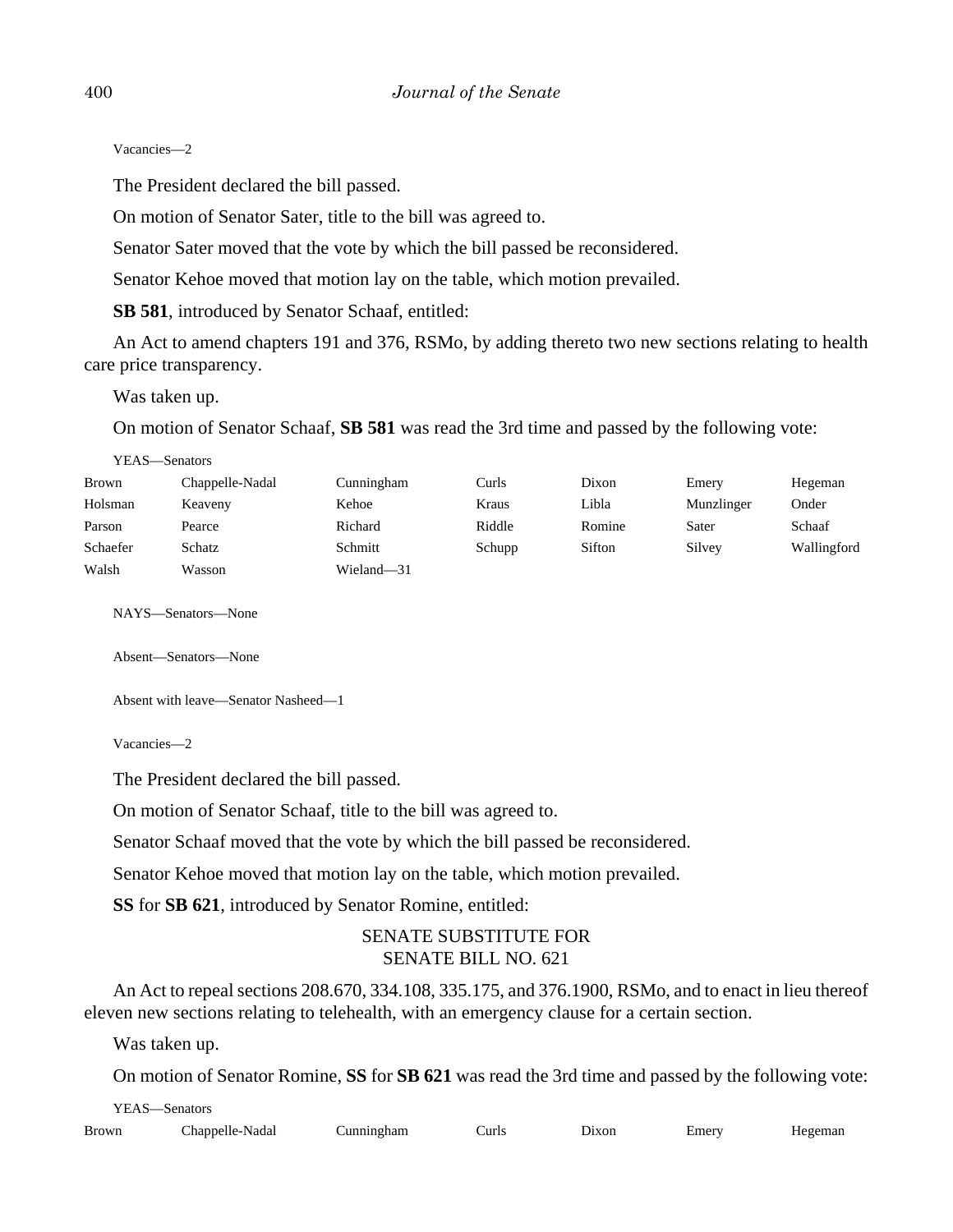Vacancies—2

The President declared the bill passed.

On motion of Senator Sater, title to the bill was agreed to.

Senator Sater moved that the vote by which the bill passed be reconsidered.

Senator Kehoe moved that motion lay on the table, which motion prevailed.

**SB 581**, introduced by Senator Schaaf, entitled:

An Act to amend chapters 191 and 376, RSMo, by adding thereto two new sections relating to health care price transparency.

Was taken up.

On motion of Senator Schaaf, **SB 581** was read the 3rd time and passed by the following vote:

YEAS—Senators

| | | | | | | |
|---|---|---|---|---|---|---|
| Brown | Chappelle-Nadal | Cunningham | Curls | Dixon | Emery | Hegeman |
| Holsman | Keaveny | Kehoe | Kraus | Libla | Munzlinger | Onder |
| Parson | Pearce | Richard | Riddle | Romine | Sater | Schaaf |
| Schaefer | Schatz | Schmitt | Schupp | Sifton | Silvey | Wallingford |
| Walsh | Wasson | Wieland—31 | | | | |

NAYS—Senators—None

Absent—Senators—None

Absent with leave—Senator Nasheed—1

Vacancies—2

The President declared the bill passed.

On motion of Senator Schaaf, title to the bill was agreed to.

Senator Schaaf moved that the vote by which the bill passed be reconsidered.

Senator Kehoe moved that motion lay on the table, which motion prevailed.

**SS** for **SB 621**, introduced by Senator Romine, entitled:

SENATE SUBSTITUTE FOR
SENATE BILL NO. 621

An Act to repeal sections 208.670, 334.108, 335.175, and 376.1900, RSMo, and to enact in lieu thereof eleven new sections relating to telehealth, with an emergency clause for a certain section.

Was taken up.

On motion of Senator Romine, **SS** for **SB 621** was read the 3rd time and passed by the following vote:

YEAS—Senators

| | | | | | | |
|---|---|---|---|---|---|---|
| Brown | Chappelle-Nadal | Cunningham | Curls | Dixon | Emery | Hegeman |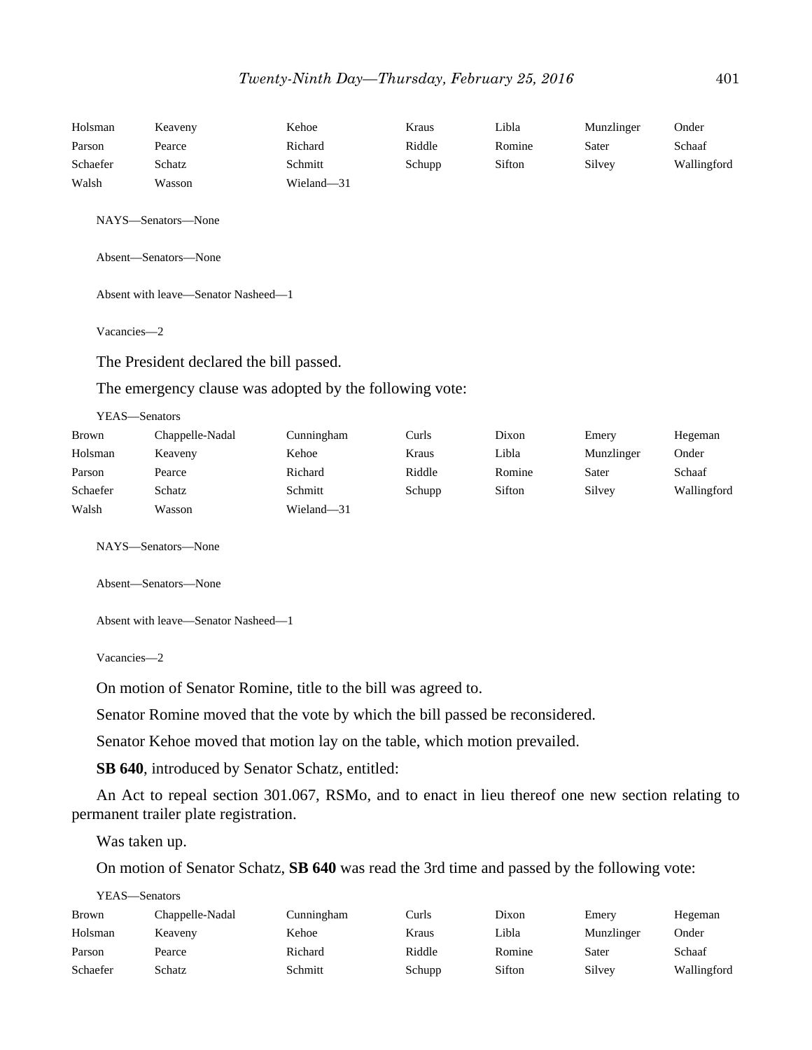| | | | | | | |
|---|---|---|---|---|---|---|
| Holsman | Keaveny | Kehoe | Kraus | Libla | Munzlinger | Onder |
| Parson | Pearce | Richard | Riddle | Romine | Sater | Schaaf |
| Schaefer | Schatz | Schmitt | Schupp | Sifton | Silvey | Wallingford |
| Walsh | Wasson | Wieland—31 | | | | |

NAYS—Senators—None

Absent—Senators—None

Absent with leave—Senator Nasheed—1

Vacancies—2

The President declared the bill passed.

The emergency clause was adopted by the following vote:

YEAS—Senators

| | | | | | | |
|---|---|---|---|---|---|---|
| Brown | Chappelle-Nadal | Cunningham | Curls | Dixon | Emery | Hegeman |
| Holsman | Keaveny | Kehoe | Kraus | Libla | Munzlinger | Onder |
| Parson | Pearce | Richard | Riddle | Romine | Sater | Schaaf |
| Schaefer | Schatz | Schmitt | Schupp | Sifton | Silvey | Wallingford |
| Walsh | Wasson | Wieland—31 | | | | |

NAYS—Senators—None

Absent—Senators—None

Absent with leave—Senator Nasheed—1

Vacancies—2

On motion of Senator Romine, title to the bill was agreed to.

Senator Romine moved that the vote by which the bill passed be reconsidered.

Senator Kehoe moved that motion lay on the table, which motion prevailed.

**SB 640**, introduced by Senator Schatz, entitled:

An Act to repeal section 301.067, RSMo, and to enact in lieu thereof one new section relating to permanent trailer plate registration.

Was taken up.

On motion of Senator Schatz, **SB 640** was read the 3rd time and passed by the following vote:

YEAS—Senators

| | | | | | | |
|---|---|---|---|---|---|---|
| Brown | Chappelle-Nadal | Cunningham | Curls | Dixon | Emery | Hegeman |
| Holsman | Keaveny | Kehoe | Kraus | Libla | Munzlinger | Onder |
| Parson | Pearce | Richard | Riddle | Romine | Sater | Schaaf |
| Schaefer | Schatz | Schmitt | Schupp | Sifton | Silvey | Wallingford |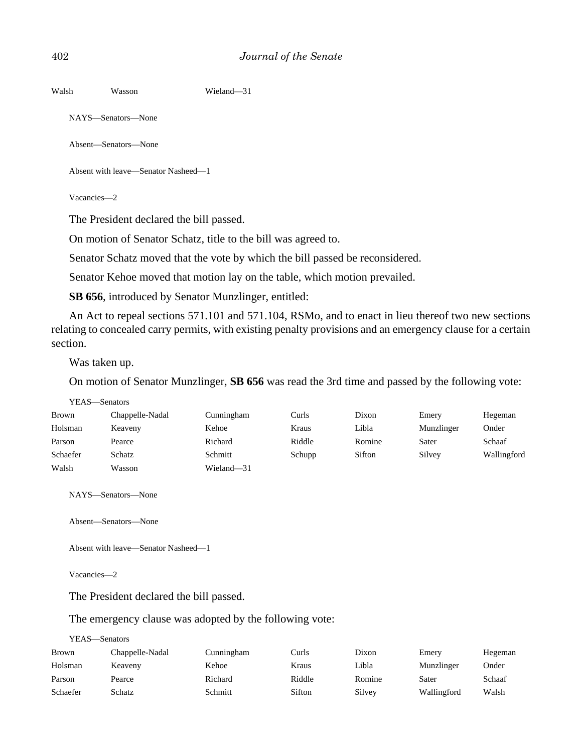| Walsh | Wasson | Wieland—31 |
|---|---|---|

NAYS—Senators—None

Absent—Senators—None

Absent with leave—Senator Nasheed—1

Vacancies—2

The President declared the bill passed.

On motion of Senator Schatz, title to the bill was agreed to.

Senator Schatz moved that the vote by which the bill passed be reconsidered.

Senator Kehoe moved that motion lay on the table, which motion prevailed.

**SB 656**, introduced by Senator Munzlinger, entitled:

An Act to repeal sections 571.101 and 571.104, RSMo, and to enact in lieu thereof two new sections relating to concealed carry permits, with existing penalty provisions and an emergency clause for a certain section.

Was taken up.

On motion of Senator Munzlinger, **SB 656** was read the 3rd time and passed by the following vote:

YEAS—Senators

| | | | | | | |
|---|---|---|---|---|---|---|
| Brown | Chappelle-Nadal | Cunningham | Curls | Dixon | Emery | Hegeman |
| Holsman | Keaveny | Kehoe | Kraus | Libla | Munzlinger | Onder |
| Parson | Pearce | Richard | Riddle | Romine | Sater | Schaaf |
| Schaefer | Schatz | Schmitt | Schupp | Sifton | Silvey | Wallingford |
| Walsh | Wasson | Wieland—31 | | | | |

NAYS—Senators—None

Absent—Senators—None

Absent with leave—Senator Nasheed—1

Vacancies—2

The President declared the bill passed.

The emergency clause was adopted by the following vote:

YEAS—Senators

| | | | | | | |
|---|---|---|---|---|---|---|
| Brown | Chappelle-Nadal | Cunningham | Curls | Dixon | Emery | Hegeman |
| Holsman | Keaveny | Kehoe | Kraus | Libla | Munzlinger | Onder |
| Parson | Pearce | Richard | Riddle | Romine | Sater | Schaaf |
| Schaefer | Schatz | Schmitt | Sifton | Silvey | Wallingford | Walsh |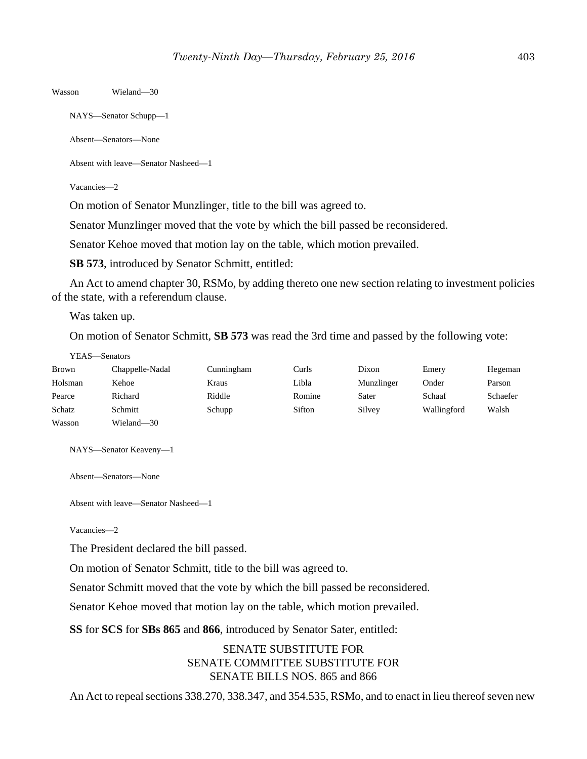Wasson Wieland—30

NAYS—Senator Schupp—1

Absent—Senators—None

Absent with leave—Senator Nasheed—1

Vacancies—2

On motion of Senator Munzlinger, title to the bill was agreed to.

Senator Munzlinger moved that the vote by which the bill passed be reconsidered.

Senator Kehoe moved that motion lay on the table, which motion prevailed.

**SB 573**, introduced by Senator Schmitt, entitled:

An Act to amend chapter 30, RSMo, by adding thereto one new section relating to investment policies of the state, with a referendum clause.

Was taken up.

On motion of Senator Schmitt, **SB 573** was read the 3rd time and passed by the following vote:

YEAS—Senators

| | | | | | | |
|---|---|---|---|---|---|---|
| Brown | Chappelle-Nadal | Cunningham | Curls | Dixon | Emery | Hegeman |
| Holsman | Kehoe | Kraus | Libla | Munzlinger | Onder | Parson |
| Pearce | Richard | Riddle | Romine | Sater | Schaaf | Schaefer |
| Schatz | Schmitt | Schupp | Sifton | Silvey | Wallingford | Walsh |
| Wasson | Wieland—30 | | | | | |

NAYS—Senator Keaveny—1

Absent—Senators—None

Absent with leave—Senator Nasheed—1

Vacancies—2

The President declared the bill passed.

On motion of Senator Schmitt, title to the bill was agreed to.

Senator Schmitt moved that the vote by which the bill passed be reconsidered.

Senator Kehoe moved that motion lay on the table, which motion prevailed.

**SS** for **SCS** for **SBs 865** and **866**, introduced by Senator Sater, entitled:

SENATE SUBSTITUTE FOR
SENATE COMMITTEE SUBSTITUTE FOR
SENATE BILLS NOS. 865 and 866

An Act to repeal sections 338.270, 338.347, and 354.535, RSMo, and to enact in lieu thereof seven new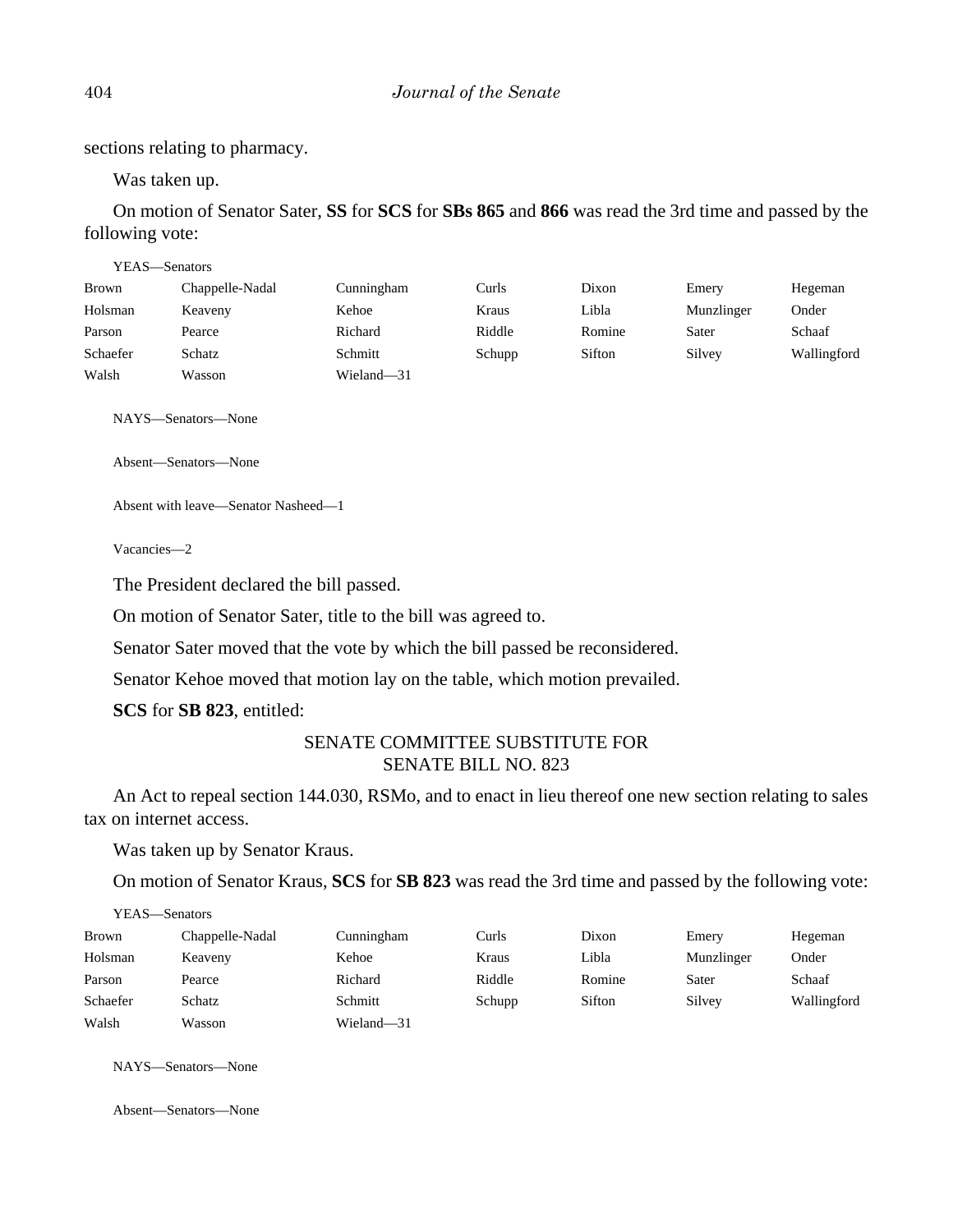sections relating to pharmacy.

Was taken up.

On motion of Senator Sater, **SS** for **SCS** for **SBs 865** and **866** was read the 3rd time and passed by the following vote:

YEAS—Senators

| | | | | | | |
|---|---|---|---|---|---|---|
| Brown | Chappelle-Nadal | Cunningham | Curls | Dixon | Emery | Hegeman |
| Holsman | Keaveny | Kehoe | Kraus | Libla | Munzlinger | Onder |
| Parson | Pearce | Richard | Riddle | Romine | Sater | Schaaf |
| Schaefer | Schatz | Schmitt | Schupp | Sifton | Silvey | Wallingford |
| Walsh | Wasson | Wieland—31 | | | | |

NAYS—Senators—None

Absent—Senators—None

Absent with leave—Senator Nasheed—1

Vacancies—2

The President declared the bill passed.

On motion of Senator Sater, title to the bill was agreed to.

Senator Sater moved that the vote by which the bill passed be reconsidered.

Senator Kehoe moved that motion lay on the table, which motion prevailed.

**SCS** for **SB 823**, entitled:

SENATE COMMITTEE SUBSTITUTE FOR
SENATE BILL NO. 823

An Act to repeal section 144.030, RSMo, and to enact in lieu thereof one new section relating to sales tax on internet access.

Was taken up by Senator Kraus.

On motion of Senator Kraus, **SCS** for **SB 823** was read the 3rd time and passed by the following vote:

YEAS—Senators

| | | | | | | |
|---|---|---|---|---|---|---|
| Brown | Chappelle-Nadal | Cunningham | Curls | Dixon | Emery | Hegeman |
| Holsman | Keaveny | Kehoe | Kraus | Libla | Munzlinger | Onder |
| Parson | Pearce | Richard | Riddle | Romine | Sater | Schaaf |
| Schaefer | Schatz | Schmitt | Schupp | Sifton | Silvey | Wallingford |
| Walsh | Wasson | Wieland—31 | | | | |

NAYS—Senators—None

Absent—Senators—None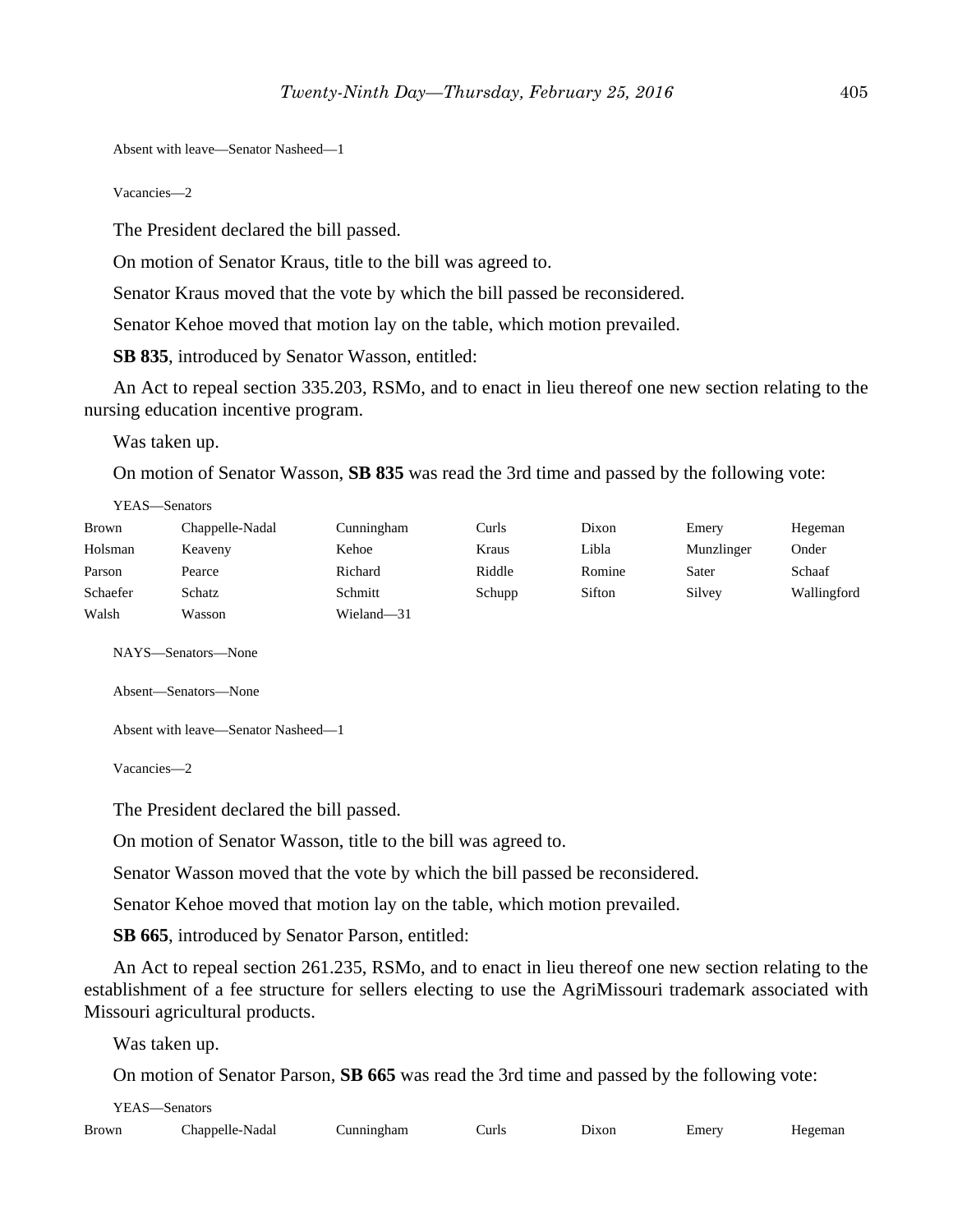Absent with leave—Senator Nasheed—1

Vacancies—2

The President declared the bill passed.

On motion of Senator Kraus, title to the bill was agreed to.

Senator Kraus moved that the vote by which the bill passed be reconsidered.

Senator Kehoe moved that motion lay on the table, which motion prevailed.

**SB 835**, introduced by Senator Wasson, entitled:

An Act to repeal section 335.203, RSMo, and to enact in lieu thereof one new section relating to the nursing education incentive program.

Was taken up.

On motion of Senator Wasson, **SB 835** was read the 3rd time and passed by the following vote:

YEAS—Senators

| | | | | | | |
|---|---|---|---|---|---|---|
| Brown | Chappelle-Nadal | Cunningham | Curls | Dixon | Emery | Hegeman |
| Holsman | Keaveny | Kehoe | Kraus | Libla | Munzlinger | Onder |
| Parson | Pearce | Richard | Riddle | Romine | Sater | Schaaf |
| Schaefer | Schatz | Schmitt | Schupp | Sifton | Silvey | Wallingford |
| Walsh | Wasson | Wieland—31 | | | | |

NAYS—Senators—None

Absent—Senators—None

Absent with leave—Senator Nasheed—1

Vacancies—2

The President declared the bill passed.

On motion of Senator Wasson, title to the bill was agreed to.

Senator Wasson moved that the vote by which the bill passed be reconsidered.

Senator Kehoe moved that motion lay on the table, which motion prevailed.

**SB 665**, introduced by Senator Parson, entitled:

An Act to repeal section 261.235, RSMo, and to enact in lieu thereof one new section relating to the establishment of a fee structure for sellers electing to use the AgriMissouri trademark associated with Missouri agricultural products.

Was taken up.

On motion of Senator Parson, **SB 665** was read the 3rd time and passed by the following vote:

YEAS—Senators

| | | | | | | |
|---|---|---|---|---|---|---|
| Brown | Chappelle-Nadal | Cunningham | Curls | Dixon | Emery | Hegeman |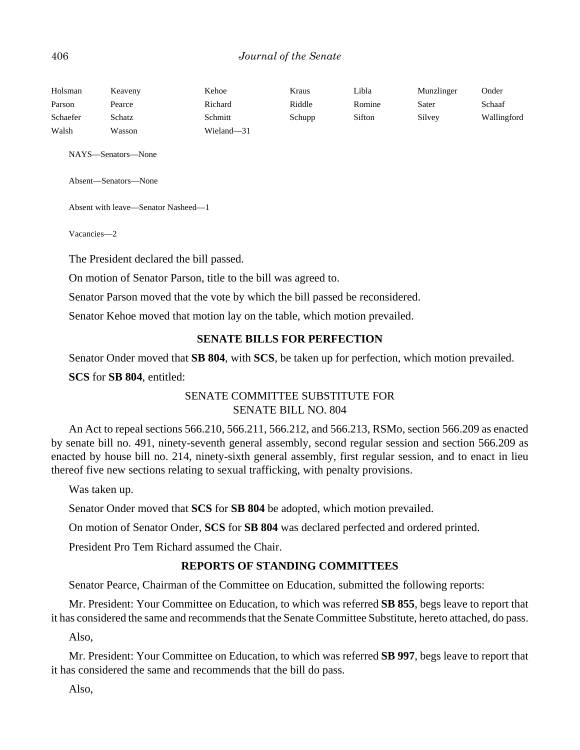| Holsman | Keaveny | Kehoe | Kraus | Libla | Munzlinger | Onder |
|---|---|---|---|---|---|---|
| Parson | Pearce | Richard | Riddle | Romine | Sater | Schaaf |
| Schaefer | Schatz | Schmitt | Schupp | Sifton | Silvey | Wallingford |
| Walsh | Wasson | Wieland—31 | | | | |

NAYS—Senators—None

Absent—Senators—None

Absent with leave—Senator Nasheed—1

Vacancies—2

The President declared the bill passed.

On motion of Senator Parson, title to the bill was agreed to.

Senator Parson moved that the vote by which the bill passed be reconsidered.

Senator Kehoe moved that motion lay on the table, which motion prevailed.

## SENATE BILLS FOR PERFECTION

Senator Onder moved that **SB 804**, with **SCS**, be taken up for perfection, which motion prevailed.

**SCS** for **SB 804**, entitled:

SENATE COMMITTEE SUBSTITUTE FOR
SENATE BILL NO. 804

An Act to repeal sections 566.210, 566.211, 566.212, and 566.213, RSMo, section 566.209 as enacted by senate bill no. 491, ninety-seventh general assembly, second regular session and section 566.209 as enacted by house bill no. 214, ninety-sixth general assembly, first regular session, and to enact in lieu thereof five new sections relating to sexual trafficking, with penalty provisions.

Was taken up.

Senator Onder moved that **SCS** for **SB 804** be adopted, which motion prevailed.

On motion of Senator Onder, **SCS** for **SB 804** was declared perfected and ordered printed.

President Pro Tem Richard assumed the Chair.

## REPORTS OF STANDING COMMITTEES

Senator Pearce, Chairman of the Committee on Education, submitted the following reports:

Mr. President: Your Committee on Education, to which was referred **SB 855**, begs leave to report that it has considered the same and recommends that the Senate Committee Substitute, hereto attached, do pass.

Also,

Mr. President: Your Committee on Education, to which was referred **SB 997**, begs leave to report that it has considered the same and recommends that the bill do pass.

Also,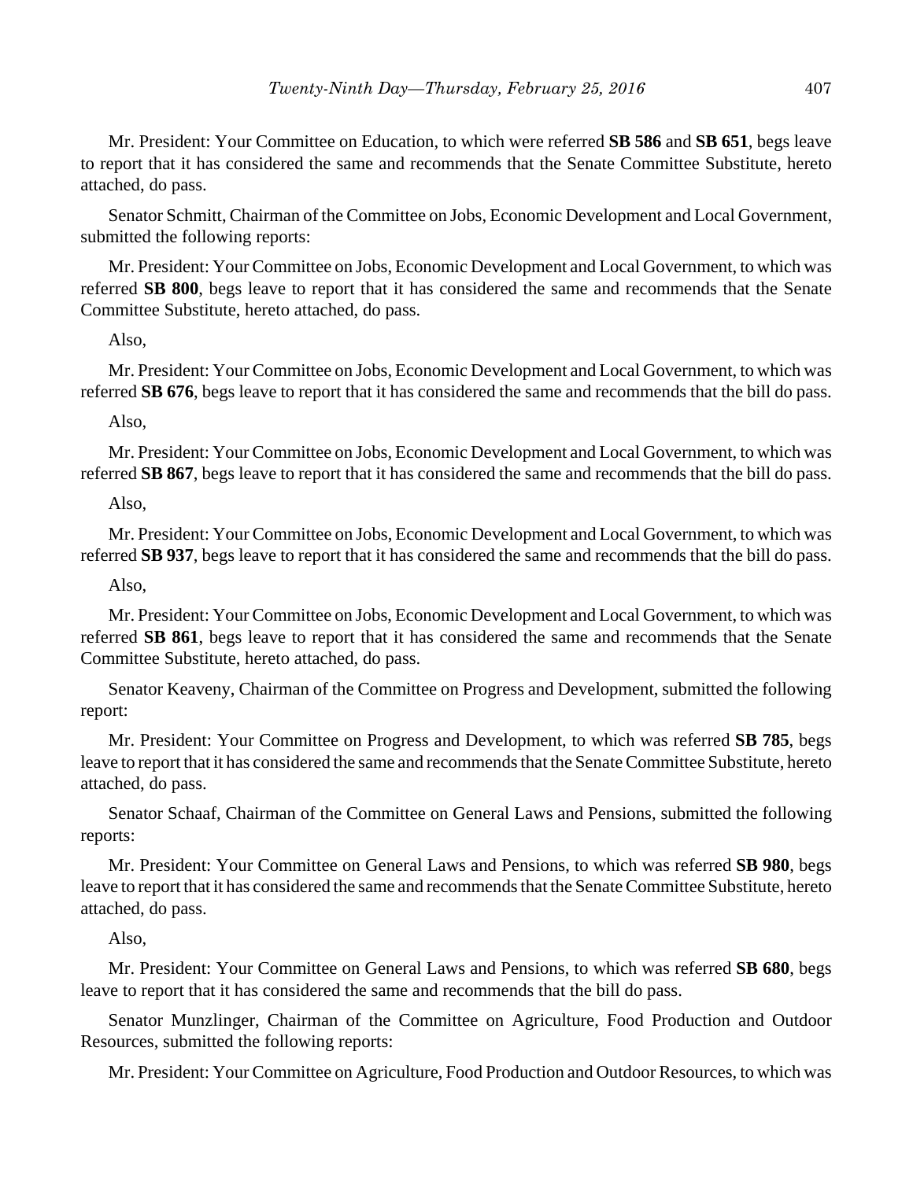Mr. President: Your Committee on Education, to which were referred **SB 586** and **SB 651**, begs leave to report that it has considered the same and recommends that the Senate Committee Substitute, hereto attached, do pass.

Senator Schmitt, Chairman of the Committee on Jobs, Economic Development and Local Government, submitted the following reports:

Mr. President: Your Committee on Jobs, Economic Development and Local Government, to which was referred **SB 800**, begs leave to report that it has considered the same and recommends that the Senate Committee Substitute, hereto attached, do pass.

Also,

Mr. President: Your Committee on Jobs, Economic Development and Local Government, to which was referred **SB 676**, begs leave to report that it has considered the same and recommends that the bill do pass.

Also,

Mr. President: Your Committee on Jobs, Economic Development and Local Government, to which was referred **SB 867**, begs leave to report that it has considered the same and recommends that the bill do pass.

Also,

Mr. President: Your Committee on Jobs, Economic Development and Local Government, to which was referred **SB 937**, begs leave to report that it has considered the same and recommends that the bill do pass.

Also,

Mr. President: Your Committee on Jobs, Economic Development and Local Government, to which was referred **SB 861**, begs leave to report that it has considered the same and recommends that the Senate Committee Substitute, hereto attached, do pass.

Senator Keaveny, Chairman of the Committee on Progress and Development, submitted the following report:

Mr. President: Your Committee on Progress and Development, to which was referred **SB 785**, begs leave to report that it has considered the same and recommends that the Senate Committee Substitute, hereto attached, do pass.

Senator Schaaf, Chairman of the Committee on General Laws and Pensions, submitted the following reports:

Mr. President: Your Committee on General Laws and Pensions, to which was referred **SB 980**, begs leave to report that it has considered the same and recommends that the Senate Committee Substitute, hereto attached, do pass.

Also,

Mr. President: Your Committee on General Laws and Pensions, to which was referred **SB 680**, begs leave to report that it has considered the same and recommends that the bill do pass.

Senator Munzlinger, Chairman of the Committee on Agriculture, Food Production and Outdoor Resources, submitted the following reports:

Mr. President: Your Committee on Agriculture, Food Production and Outdoor Resources, to which was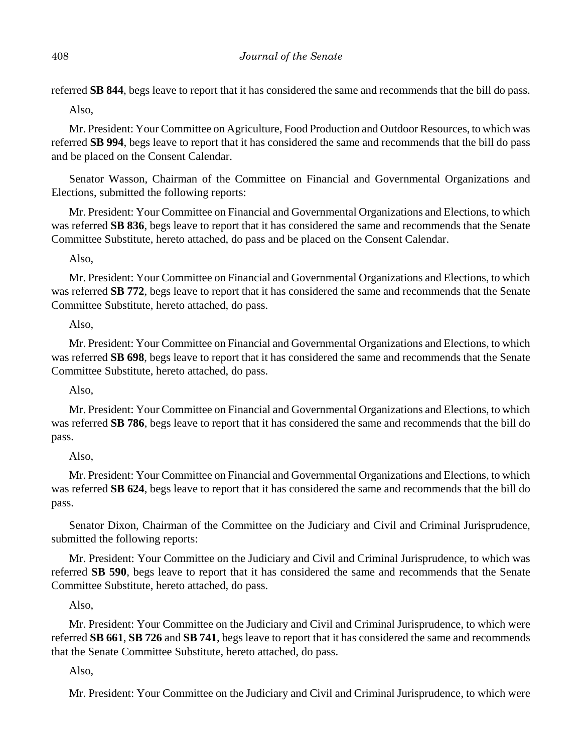referred **SB 844**, begs leave to report that it has considered the same and recommends that the bill do pass.

Also,

Mr. President: Your Committee on Agriculture, Food Production and Outdoor Resources, to which was referred **SB 994**, begs leave to report that it has considered the same and recommends that the bill do pass and be placed on the Consent Calendar.

Senator Wasson, Chairman of the Committee on Financial and Governmental Organizations and Elections, submitted the following reports:

Mr. President: Your Committee on Financial and Governmental Organizations and Elections, to which was referred **SB 836**, begs leave to report that it has considered the same and recommends that the Senate Committee Substitute, hereto attached, do pass and be placed on the Consent Calendar.

Also,

Mr. President: Your Committee on Financial and Governmental Organizations and Elections, to which was referred **SB 772**, begs leave to report that it has considered the same and recommends that the Senate Committee Substitute, hereto attached, do pass.

Also,

Mr. President: Your Committee on Financial and Governmental Organizations and Elections, to which was referred **SB 698**, begs leave to report that it has considered the same and recommends that the Senate Committee Substitute, hereto attached, do pass.

Also,

Mr. President: Your Committee on Financial and Governmental Organizations and Elections, to which was referred **SB 786**, begs leave to report that it has considered the same and recommends that the bill do pass.

Also,

Mr. President: Your Committee on Financial and Governmental Organizations and Elections, to which was referred **SB 624**, begs leave to report that it has considered the same and recommends that the bill do pass.

Senator Dixon, Chairman of the Committee on the Judiciary and Civil and Criminal Jurisprudence, submitted the following reports:

Mr. President: Your Committee on the Judiciary and Civil and Criminal Jurisprudence, to which was referred **SB 590**, begs leave to report that it has considered the same and recommends that the Senate Committee Substitute, hereto attached, do pass.

Also,

Mr. President: Your Committee on the Judiciary and Civil and Criminal Jurisprudence, to which were referred **SB 661**, **SB 726** and **SB 741**, begs leave to report that it has considered the same and recommends that the Senate Committee Substitute, hereto attached, do pass.

Also,

Mr. President: Your Committee on the Judiciary and Civil and Criminal Jurisprudence, to which were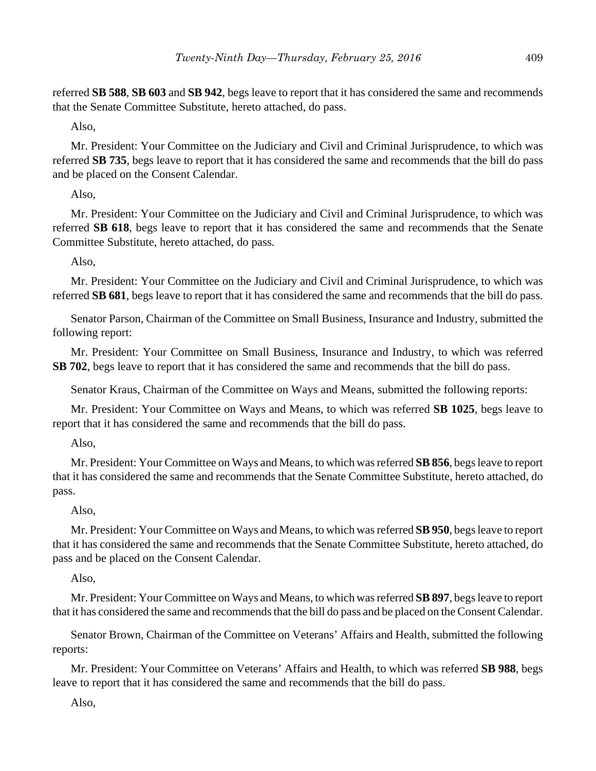referred **SB 588**, **SB 603** and **SB 942**, begs leave to report that it has considered the same and recommends that the Senate Committee Substitute, hereto attached, do pass.

Also,

Mr. President: Your Committee on the Judiciary and Civil and Criminal Jurisprudence, to which was referred **SB 735**, begs leave to report that it has considered the same and recommends that the bill do pass and be placed on the Consent Calendar.

Also,

Mr. President: Your Committee on the Judiciary and Civil and Criminal Jurisprudence, to which was referred **SB 618**, begs leave to report that it has considered the same and recommends that the Senate Committee Substitute, hereto attached, do pass.

Also,

Mr. President: Your Committee on the Judiciary and Civil and Criminal Jurisprudence, to which was referred **SB 681**, begs leave to report that it has considered the same and recommends that the bill do pass.

Senator Parson, Chairman of the Committee on Small Business, Insurance and Industry, submitted the following report:

Mr. President: Your Committee on Small Business, Insurance and Industry, to which was referred **SB 702**, begs leave to report that it has considered the same and recommends that the bill do pass.

Senator Kraus, Chairman of the Committee on Ways and Means, submitted the following reports:

Mr. President: Your Committee on Ways and Means, to which was referred **SB 1025**, begs leave to report that it has considered the same and recommends that the bill do pass.

Also,

Mr. President: Your Committee on Ways and Means, to which was referred **SB 856**, begs leave to report that it has considered the same and recommends that the Senate Committee Substitute, hereto attached, do pass.

Also,

Mr. President: Your Committee on Ways and Means, to which was referred **SB 950**, begs leave to report that it has considered the same and recommends that the Senate Committee Substitute, hereto attached, do pass and be placed on the Consent Calendar.

Also,

Mr. President: Your Committee on Ways and Means, to which was referred **SB 897**, begs leave to report that it has considered the same and recommends that the bill do pass and be placed on the Consent Calendar.

Senator Brown, Chairman of the Committee on Veterans' Affairs and Health, submitted the following reports:

Mr. President: Your Committee on Veterans' Affairs and Health, to which was referred **SB 988**, begs leave to report that it has considered the same and recommends that the bill do pass.

Also,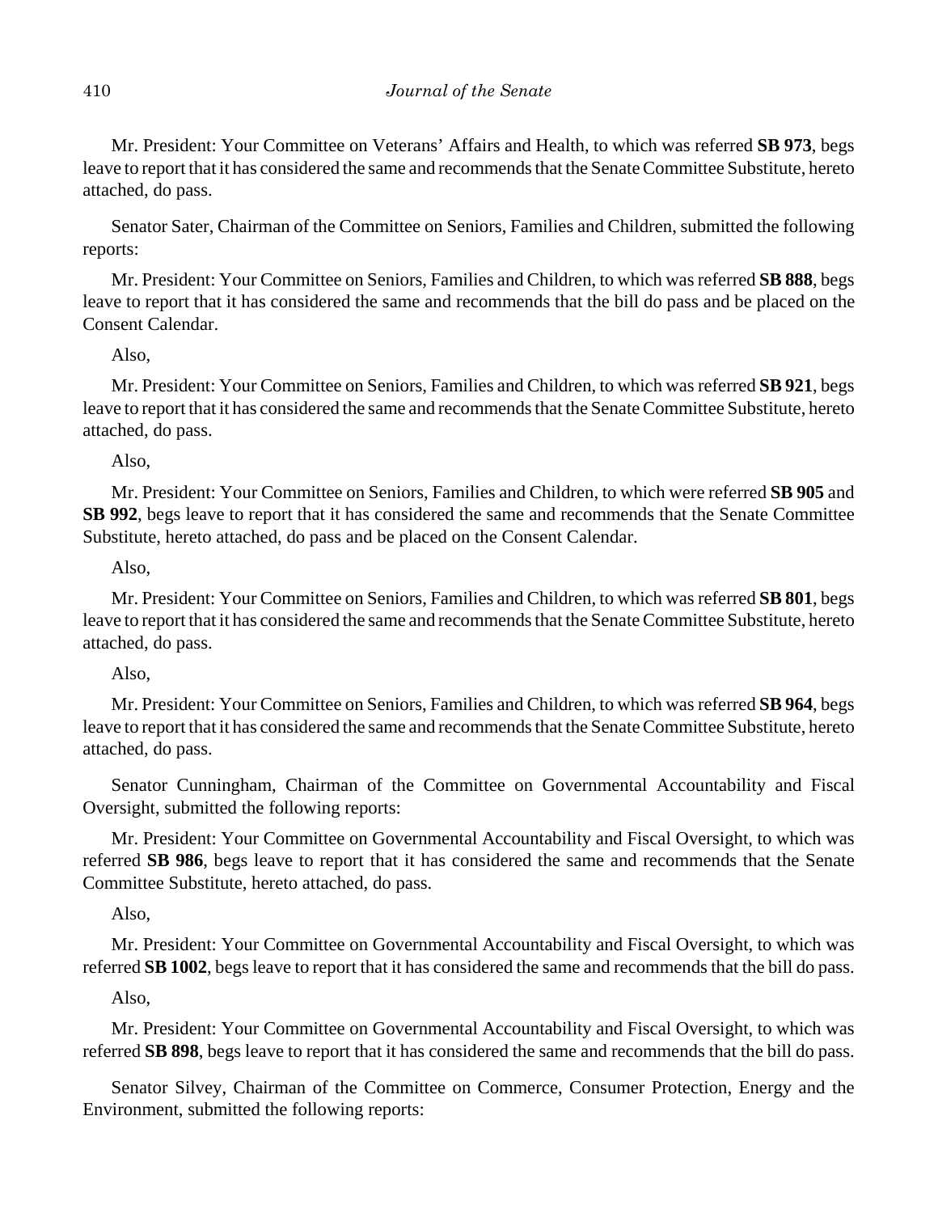Mr. President: Your Committee on Veterans' Affairs and Health, to which was referred **SB 973**, begs leave to report that it has considered the same and recommends that the Senate Committee Substitute, hereto attached, do pass.

Senator Sater, Chairman of the Committee on Seniors, Families and Children, submitted the following reports:

Mr. President: Your Committee on Seniors, Families and Children, to which was referred **SB 888**, begs leave to report that it has considered the same and recommends that the bill do pass and be placed on the Consent Calendar.

Also,

Mr. President: Your Committee on Seniors, Families and Children, to which was referred **SB 921**, begs leave to report that it has considered the same and recommends that the Senate Committee Substitute, hereto attached, do pass.

Also,

Mr. President: Your Committee on Seniors, Families and Children, to which were referred **SB 905** and **SB 992**, begs leave to report that it has considered the same and recommends that the Senate Committee Substitute, hereto attached, do pass and be placed on the Consent Calendar.

Also,

Mr. President: Your Committee on Seniors, Families and Children, to which was referred **SB 801**, begs leave to report that it has considered the same and recommends that the Senate Committee Substitute, hereto attached, do pass.

Also,

Mr. President: Your Committee on Seniors, Families and Children, to which was referred **SB 964**, begs leave to report that it has considered the same and recommends that the Senate Committee Substitute, hereto attached, do pass.

Senator Cunningham, Chairman of the Committee on Governmental Accountability and Fiscal Oversight, submitted the following reports:

Mr. President: Your Committee on Governmental Accountability and Fiscal Oversight, to which was referred **SB 986**, begs leave to report that it has considered the same and recommends that the Senate Committee Substitute, hereto attached, do pass.

Also,

Mr. President: Your Committee on Governmental Accountability and Fiscal Oversight, to which was referred **SB 1002**, begs leave to report that it has considered the same and recommends that the bill do pass.

Also,

Mr. President: Your Committee on Governmental Accountability and Fiscal Oversight, to which was referred **SB 898**, begs leave to report that it has considered the same and recommends that the bill do pass.

Senator Silvey, Chairman of the Committee on Commerce, Consumer Protection, Energy and the Environment, submitted the following reports: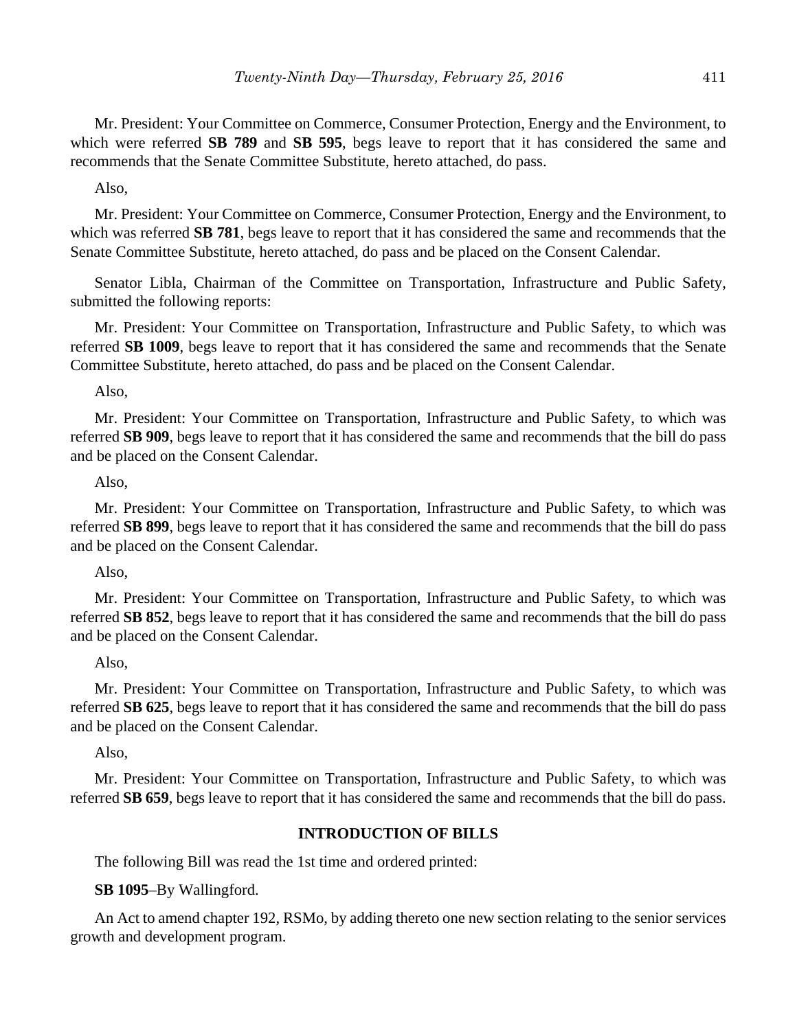Mr. President: Your Committee on Commerce, Consumer Protection, Energy and the Environment, to which were referred **SB 789** and **SB 595**, begs leave to report that it has considered the same and recommends that the Senate Committee Substitute, hereto attached, do pass.

Also,

Mr. President: Your Committee on Commerce, Consumer Protection, Energy and the Environment, to which was referred **SB 781**, begs leave to report that it has considered the same and recommends that the Senate Committee Substitute, hereto attached, do pass and be placed on the Consent Calendar.

Senator Libla, Chairman of the Committee on Transportation, Infrastructure and Public Safety, submitted the following reports:

Mr. President: Your Committee on Transportation, Infrastructure and Public Safety, to which was referred **SB 1009**, begs leave to report that it has considered the same and recommends that the Senate Committee Substitute, hereto attached, do pass and be placed on the Consent Calendar.

Also,

Mr. President: Your Committee on Transportation, Infrastructure and Public Safety, to which was referred **SB 909**, begs leave to report that it has considered the same and recommends that the bill do pass and be placed on the Consent Calendar.

Also,

Mr. President: Your Committee on Transportation, Infrastructure and Public Safety, to which was referred **SB 899**, begs leave to report that it has considered the same and recommends that the bill do pass and be placed on the Consent Calendar.

Also,

Mr. President: Your Committee on Transportation, Infrastructure and Public Safety, to which was referred **SB 852**, begs leave to report that it has considered the same and recommends that the bill do pass and be placed on the Consent Calendar.

Also,

Mr. President: Your Committee on Transportation, Infrastructure and Public Safety, to which was referred **SB 625**, begs leave to report that it has considered the same and recommends that the bill do pass and be placed on the Consent Calendar.

Also,

Mr. President: Your Committee on Transportation, Infrastructure and Public Safety, to which was referred **SB 659**, begs leave to report that it has considered the same and recommends that the bill do pass.

## INTRODUCTION OF BILLS

The following Bill was read the 1st time and ordered printed:

**SB 1095**–By Wallingford.

An Act to amend chapter 192, RSMo, by adding thereto one new section relating to the senior services growth and development program.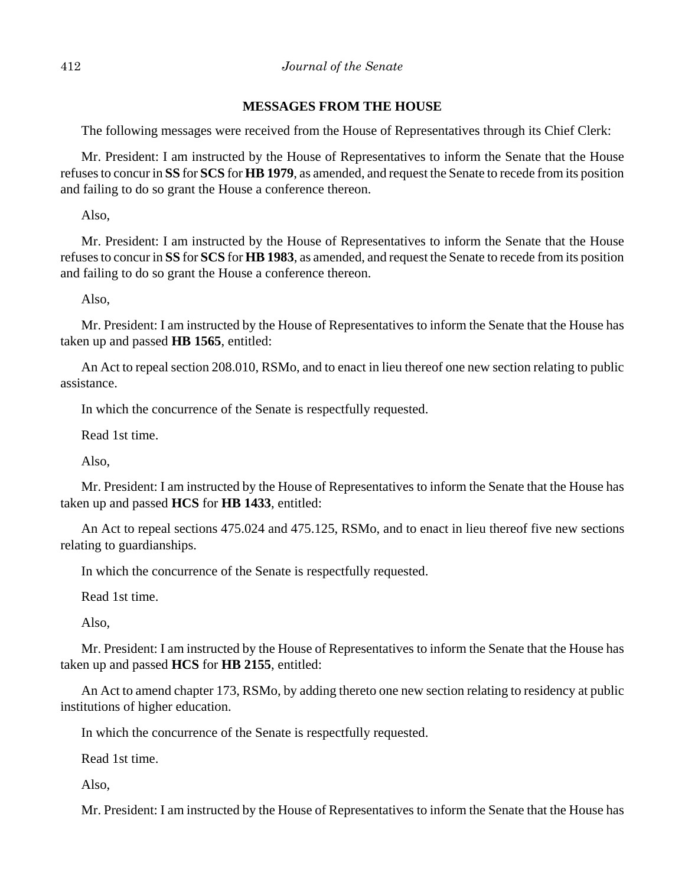## MESSAGES FROM THE HOUSE

The following messages were received from the House of Representatives through its Chief Clerk:

Mr. President: I am instructed by the House of Representatives to inform the Senate that the House refuses to concur in **SS** for **SCS** for **HB 1979**, as amended, and request the Senate to recede from its position and failing to do so grant the House a conference thereon.

Also,

Mr. President: I am instructed by the House of Representatives to inform the Senate that the House refuses to concur in **SS** for **SCS** for **HB 1983**, as amended, and request the Senate to recede from its position and failing to do so grant the House a conference thereon.

Also,

Mr. President: I am instructed by the House of Representatives to inform the Senate that the House has taken up and passed **HB 1565**, entitled:

An Act to repeal section 208.010, RSMo, and to enact in lieu thereof one new section relating to public assistance.

In which the concurrence of the Senate is respectfully requested.

Read 1st time.

Also,

Mr. President: I am instructed by the House of Representatives to inform the Senate that the House has taken up and passed **HCS** for **HB 1433**, entitled:

An Act to repeal sections 475.024 and 475.125, RSMo, and to enact in lieu thereof five new sections relating to guardianships.

In which the concurrence of the Senate is respectfully requested.

Read 1st time.

Also,

Mr. President: I am instructed by the House of Representatives to inform the Senate that the House has taken up and passed **HCS** for **HB 2155**, entitled:

An Act to amend chapter 173, RSMo, by adding thereto one new section relating to residency at public institutions of higher education.

In which the concurrence of the Senate is respectfully requested.

Read 1st time.

Also,

Mr. President: I am instructed by the House of Representatives to inform the Senate that the House has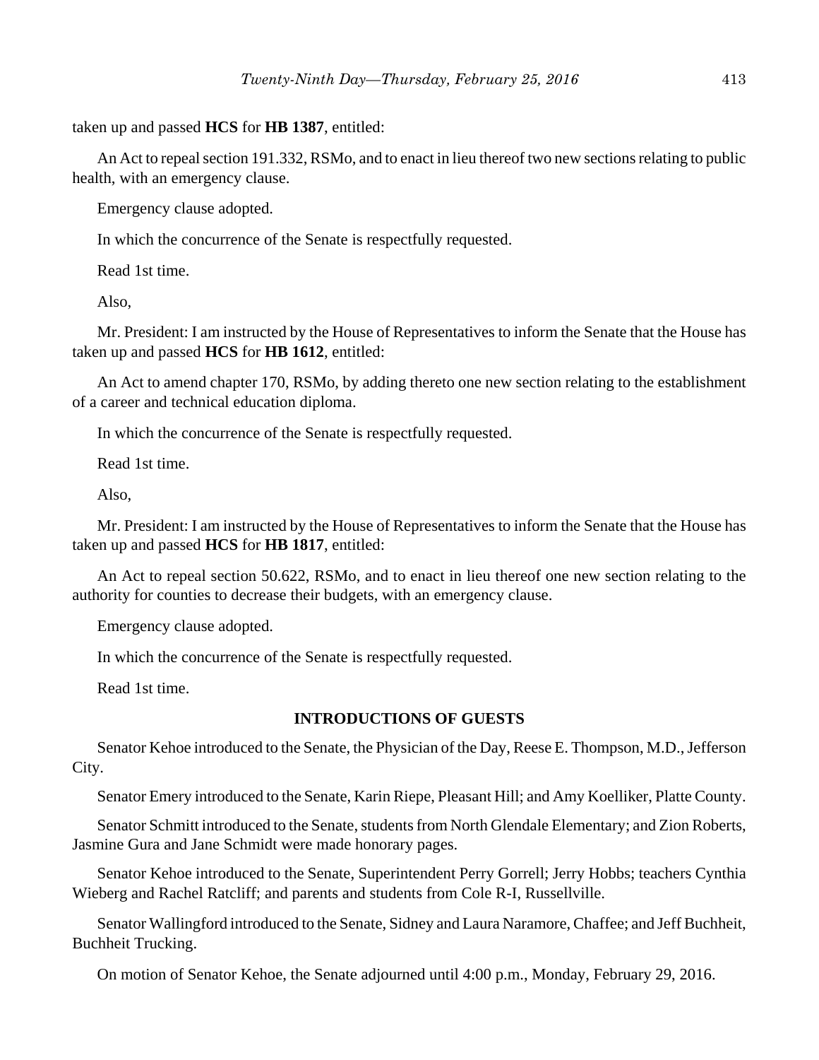taken up and passed **HCS** for **HB 1387**, entitled:

An Act to repeal section 191.332, RSMo, and to enact in lieu thereof two new sections relating to public health, with an emergency clause.

Emergency clause adopted.

In which the concurrence of the Senate is respectfully requested.

Read 1st time.

Also,

Mr. President: I am instructed by the House of Representatives to inform the Senate that the House has taken up and passed **HCS** for **HB 1612**, entitled:

An Act to amend chapter 170, RSMo, by adding thereto one new section relating to the establishment of a career and technical education diploma.

In which the concurrence of the Senate is respectfully requested.

Read 1st time.

Also,

Mr. President: I am instructed by the House of Representatives to inform the Senate that the House has taken up and passed **HCS** for **HB 1817**, entitled:

An Act to repeal section 50.622, RSMo, and to enact in lieu thereof one new section relating to the authority for counties to decrease their budgets, with an emergency clause.

Emergency clause adopted.

In which the concurrence of the Senate is respectfully requested.

Read 1st time.

## INTRODUCTIONS OF GUESTS

Senator Kehoe introduced to the Senate, the Physician of the Day, Reese E. Thompson, M.D., Jefferson City.

Senator Emery introduced to the Senate, Karin Riepe, Pleasant Hill; and Amy Koelliker, Platte County.

Senator Schmitt introduced to the Senate, students from North Glendale Elementary; and Zion Roberts, Jasmine Gura and Jane Schmidt were made honorary pages.

Senator Kehoe introduced to the Senate, Superintendent Perry Gorrell; Jerry Hobbs; teachers Cynthia Wieberg and Rachel Ratcliff; and parents and students from Cole R-I, Russellville.

Senator Wallingford introduced to the Senate, Sidney and Laura Naramore, Chaffee; and Jeff Buchheit, Buchheit Trucking.

On motion of Senator Kehoe, the Senate adjourned until 4:00 p.m., Monday, February 29, 2016.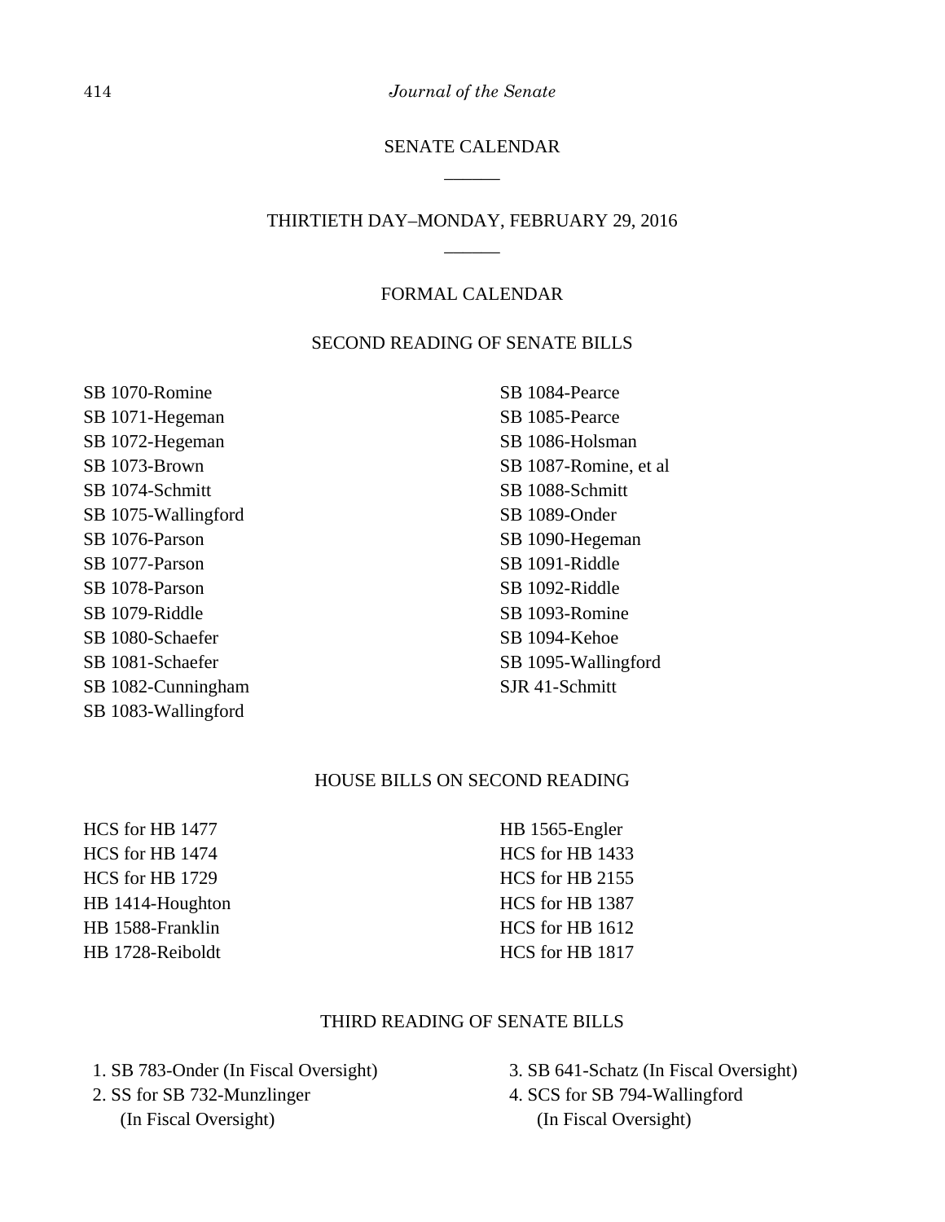## SENATE CALENDAR

______

## THIRTIETH DAY–MONDAY, FEBRUARY 29, 2016

______

### FORMAL CALENDAR

#### SECOND READING OF SENATE BILLS

SB 1070-Romine
SB 1071-Hegeman
SB 1072-Hegeman
SB 1073-Brown
SB 1074-Schmitt
SB 1075-Wallingford
SB 1076-Parson
SB 1077-Parson
SB 1078-Parson
SB 1079-Riddle
SB 1080-Schaefer
SB 1081-Schaefer
SB 1082-Cunningham
SB 1083-Wallingford
SB 1084-Pearce
SB 1085-Pearce
SB 1086-Holsman
SB 1087-Romine, et al
SB 1088-Schmitt
SB 1089-Onder
SB 1090-Hegeman
SB 1091-Riddle
SB 1092-Riddle
SB 1093-Romine
SB 1094-Kehoe
SB 1095-Wallingford
SJR 41-Schmitt

#### HOUSE BILLS ON SECOND READING

HCS for HB 1477
HCS for HB 1474
HCS for HB 1729
HB 1414-Houghton
HB 1588-Franklin
HB 1728-Reiboldt
HB 1565-Engler
HCS for HB 1433
HCS for HB 2155
HCS for HB 1387
HCS for HB 1612
HCS for HB 1817

#### THIRD READING OF SENATE BILLS

1. SB 783-Onder (In Fiscal Oversight)
2. SS for SB 732-Munzlinger (In Fiscal Oversight)
3. SB 641-Schatz (In Fiscal Oversight)
4. SCS for SB 794-Wallingford (In Fiscal Oversight)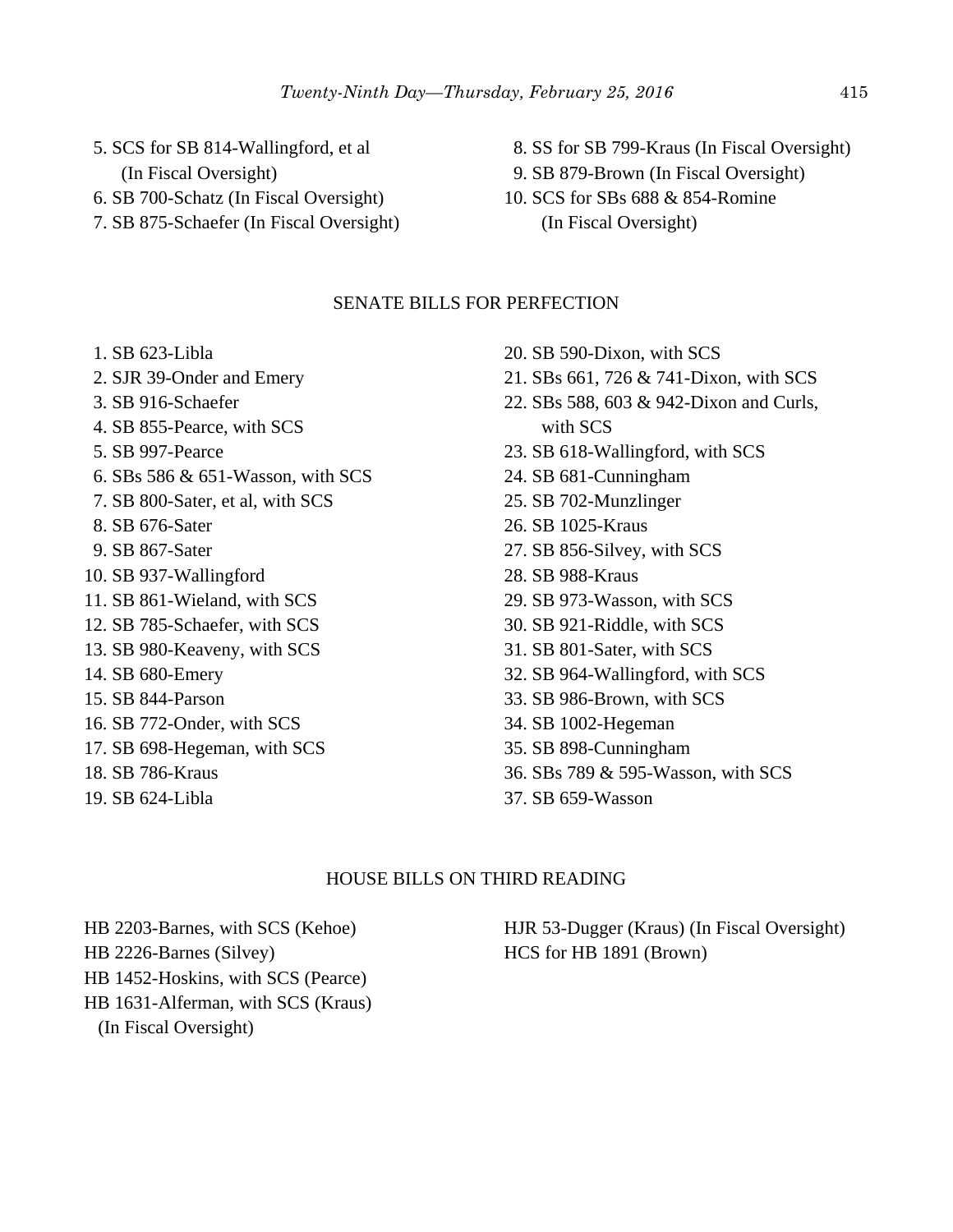5. SCS for SB 814-Wallingford, et al (In Fiscal Oversight)
6. SB 700-Schatz (In Fiscal Oversight)
7. SB 875-Schaefer (In Fiscal Oversight)
8. SS for SB 799-Kraus (In Fiscal Oversight)
9. SB 879-Brown (In Fiscal Oversight)
10. SCS for SBs 688 & 854-Romine (In Fiscal Oversight)

## SENATE BILLS FOR PERFECTION

1. SB 623-Libla
2. SJR 39-Onder and Emery
3. SB 916-Schaefer
4. SB 855-Pearce, with SCS
5. SB 997-Pearce
6. SBs 586 & 651-Wasson, with SCS
7. SB 800-Sater, et al, with SCS
8. SB 676-Sater
9. SB 867-Sater
10. SB 937-Wallingford
11. SB 861-Wieland, with SCS
12. SB 785-Schaefer, with SCS
13. SB 980-Keaveny, with SCS
14. SB 680-Emery
15. SB 844-Parson
16. SB 772-Onder, with SCS
17. SB 698-Hegeman, with SCS
18. SB 786-Kraus
19. SB 624-Libla
20. SB 590-Dixon, with SCS
21. SBs 661, 726 & 741-Dixon, with SCS
22. SBs 588, 603 & 942-Dixon and Curls, with SCS
23. SB 618-Wallingford, with SCS
24. SB 681-Cunningham
25. SB 702-Munzlinger
26. SB 1025-Kraus
27. SB 856-Silvey, with SCS
28. SB 988-Kraus
29. SB 973-Wasson, with SCS
30. SB 921-Riddle, with SCS
31. SB 801-Sater, with SCS
32. SB 964-Wallingford, with SCS
33. SB 986-Brown, with SCS
34. SB 1002-Hegeman
35. SB 898-Cunningham
36. SBs 789 & 595-Wasson, with SCS
37. SB 659-Wasson

## HOUSE BILLS ON THIRD READING

HB 2203-Barnes, with SCS (Kehoe)
HB 2226-Barnes (Silvey)
HB 1452-Hoskins, with SCS (Pearce)
HB 1631-Alferman, with SCS (Kraus) (In Fiscal Oversight)
HJR 53-Dugger (Kraus) (In Fiscal Oversight)
HCS for HB 1891 (Brown)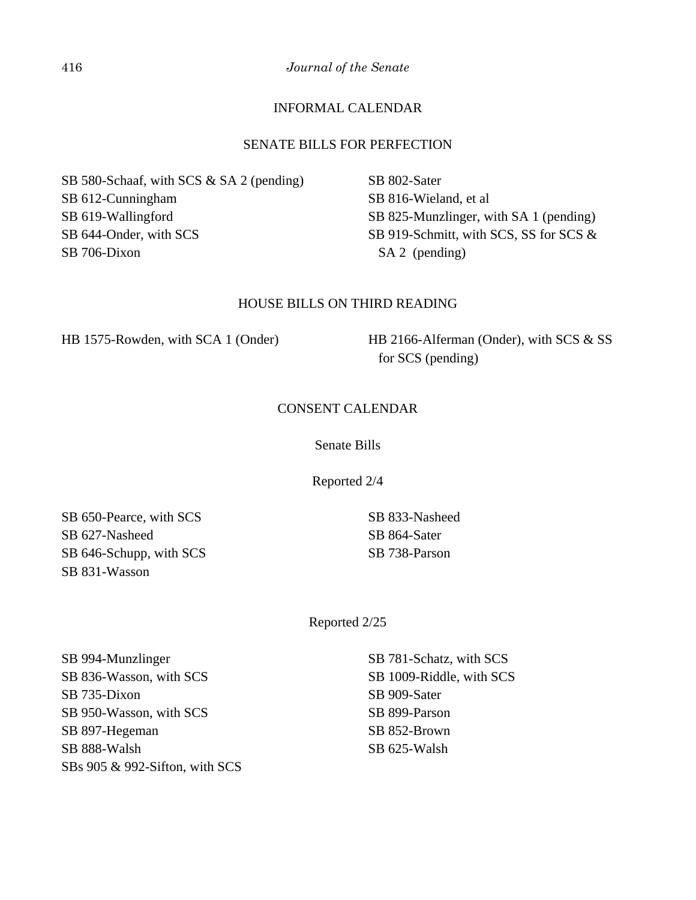## INFORMAL CALENDAR

### SENATE BILLS FOR PERFECTION

SB 580-Schaaf, with SCS & SA 2 (pending)
SB 612-Cunningham
SB 619-Wallingford
SB 644-Onder, with SCS
SB 706-Dixon
SB 802-Sater
SB 816-Wieland, et al
SB 825-Munzlinger, with SA 1 (pending)
SB 919-Schmitt, with SCS, SS for SCS & SA 2 (pending)

### HOUSE BILLS ON THIRD READING

HB 1575-Rowden, with SCA 1 (Onder)
HB 2166-Alferman (Onder), with SCS & SS for SCS (pending)

## CONSENT CALENDAR

### Senate Bills

#### Reported 2/4

SB 650-Pearce, with SCS
SB 627-Nasheed
SB 646-Schupp, with SCS
SB 831-Wasson
SB 833-Nasheed
SB 864-Sater
SB 738-Parson

#### Reported 2/25

SB 994-Munzlinger
SB 836-Wasson, with SCS
SB 735-Dixon
SB 950-Wasson, with SCS
SB 897-Hegeman
SB 888-Walsh
SBs 905 & 992-Sifton, with SCS
SB 781-Schatz, with SCS
SB 1009-Riddle, with SCS
SB 909-Sater
SB 899-Parson
SB 852-Brown
SB 625-Walsh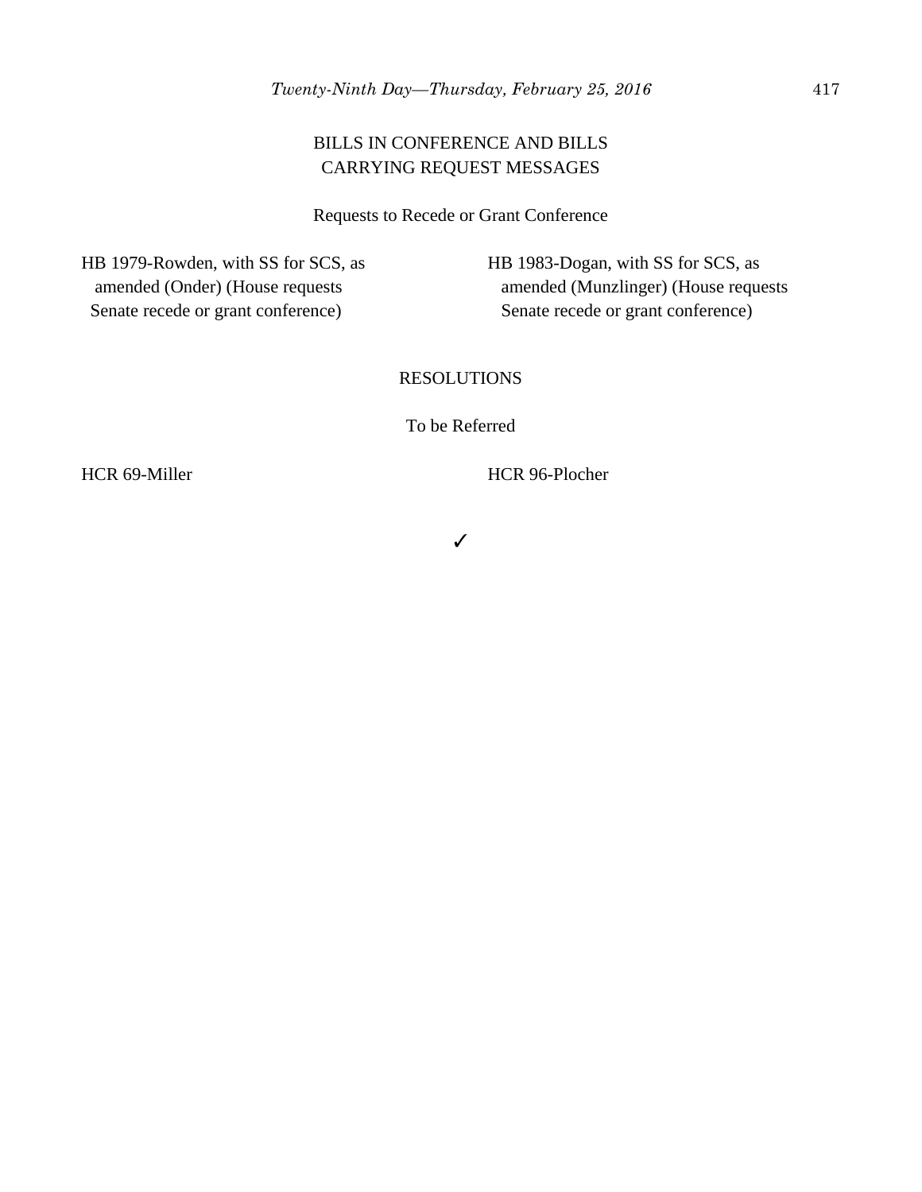## BILLS IN CONFERENCE AND BILLS CARRYING REQUEST MESSAGES

### Requests to Recede or Grant Conference

HB 1979-Rowden, with SS for SCS, as amended (Onder) (House requests Senate recede or grant conference)

HB 1983-Dogan, with SS for SCS, as amended (Munzlinger) (House requests Senate recede or grant conference)

## RESOLUTIONS

### To be Referred

HCR 69-Miller

HCR 96-Plocher

✓